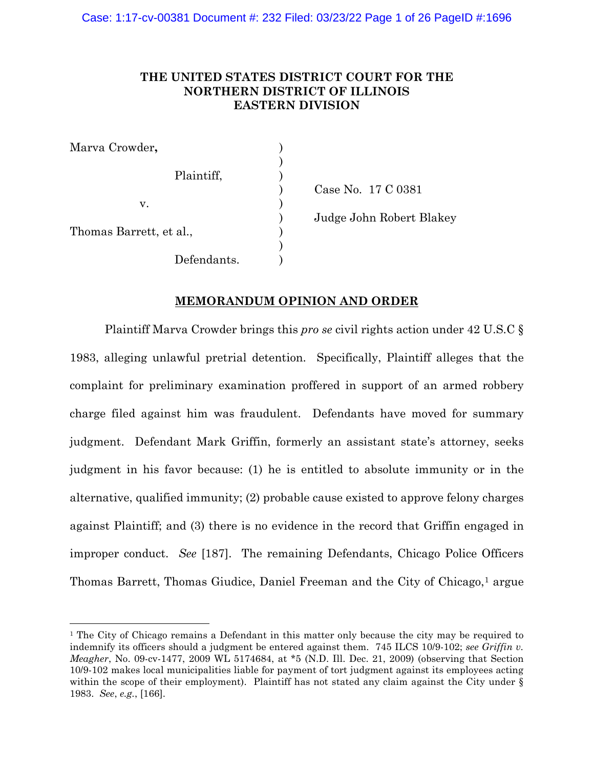**THE UNITED STATES DISTRICT COURT FOR THE NORTHERN DISTRICT OF ILLINOIS EASTERN DIVISION**

| | | |
|---|---|---|
| Marva Crowder**,** | ) | |
| | ) | |
| Plaintiff, | ) | |
| | ) | Case No. 17 C 0381 |
| v. | ) | |
| | ) | Judge John Robert Blakey |
| Thomas Barrett, et al., | ) | |
| | ) | |
| Defendants. | ) | |

**MEMORANDUM OPINION AND ORDER**

Plaintiff Marva Crowder brings this *pro se* civil rights action under 42 U.S.C § 1983, alleging unlawful pretrial detention. Specifically, Plaintiff alleges that the complaint for preliminary examination proffered in support of an armed robbery charge filed against him was fraudulent. Defendants have moved for summary judgment. Defendant Mark Griffin, formerly an assistant state's attorney, seeks judgment in his favor because: (1) he is entitled to absolute immunity or in the alternative, qualified immunity; (2) probable cause existed to approve felony charges against Plaintiff; and (3) there is no evidence in the record that Griffin engaged in improper conduct. *See* [187]. The remaining Defendants, Chicago Police Officers Thomas Barrett, Thomas Giudice, Daniel Freeman and the City of Chicago,[1] argue

[1] The City of Chicago remains a Defendant in this matter only because the city may be required to indemnify its officers should a judgment be entered against them. 745 ILCS 10/9-102; *see Griffin v. Meagher*, No. 09-cv-1477, 2009 WL 5174684, at *5 (N.D. Ill. Dec. 21, 2009) (observing that Section 10/9-102 makes local municipalities liable for payment of tort judgment against its employees acting within the scope of their employment). Plaintiff has not stated any claim against the City under § 1983. *See*, *e.g.*, [166].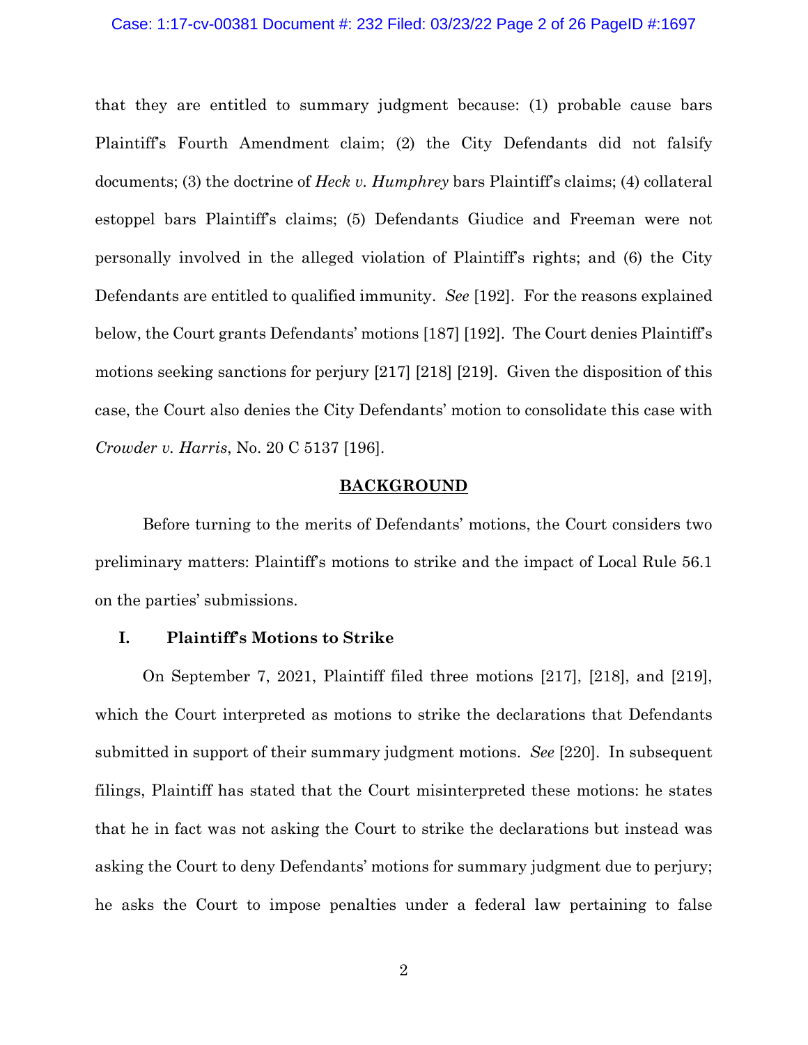that they are entitled to summary judgment because: (1) probable cause bars Plaintiff's Fourth Amendment claim; (2) the City Defendants did not falsify documents; (3) the doctrine of *Heck v. Humphrey* bars Plaintiff's claims; (4) collateral estoppel bars Plaintiff's claims; (5) Defendants Giudice and Freeman were not personally involved in the alleged violation of Plaintiff's rights; and (6) the City Defendants are entitled to qualified immunity. *See* [192]. For the reasons explained below, the Court grants Defendants' motions [187] [192]. The Court denies Plaintiff's motions seeking sanctions for perjury [217] [218] [219]. Given the disposition of this case, the Court also denies the City Defendants' motion to consolidate this case with *Crowder v. Harris*, No. 20 C 5137 [196].

## BACKGROUND

Before turning to the merits of Defendants' motions, the Court considers two preliminary matters: Plaintiff's motions to strike and the impact of Local Rule 56.1 on the parties' submissions.

### I. Plaintiff's Motions to Strike

On September 7, 2021, Plaintiff filed three motions [217], [218], and [219], which the Court interpreted as motions to strike the declarations that Defendants submitted in support of their summary judgment motions. *See* [220]. In subsequent filings, Plaintiff has stated that the Court misinterpreted these motions: he states that he in fact was not asking the Court to strike the declarations but instead was asking the Court to deny Defendants' motions for summary judgment due to perjury; he asks the Court to impose penalties under a federal law pertaining to false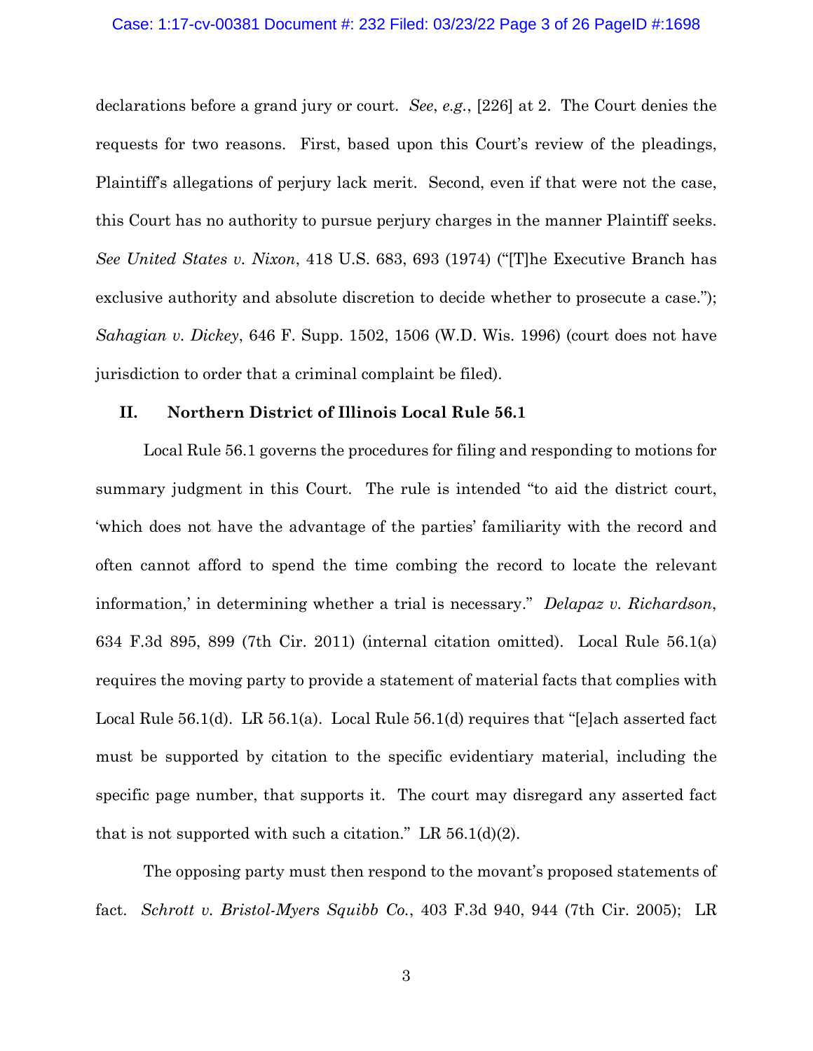declarations before a grand jury or court. *See*, *e.g.*, [226] at 2. The Court denies the requests for two reasons. First, based upon this Court's review of the pleadings, Plaintiff's allegations of perjury lack merit. Second, even if that were not the case, this Court has no authority to pursue perjury charges in the manner Plaintiff seeks. *See United States v. Nixon*, 418 U.S. 683, 693 (1974) ("[T]he Executive Branch has exclusive authority and absolute discretion to decide whether to prosecute a case."); *Sahagian v. Dickey*, 646 F. Supp. 1502, 1506 (W.D. Wis. 1996) (court does not have jurisdiction to order that a criminal complaint be filed).

## II. Northern District of Illinois Local Rule 56.1

Local Rule 56.1 governs the procedures for filing and responding to motions for summary judgment in this Court. The rule is intended "to aid the district court, 'which does not have the advantage of the parties' familiarity with the record and often cannot afford to spend the time combing the record to locate the relevant information,' in determining whether a trial is necessary." *Delapaz v. Richardson*, 634 F.3d 895, 899 (7th Cir. 2011) (internal citation omitted). Local Rule 56.1(a) requires the moving party to provide a statement of material facts that complies with Local Rule 56.1(d). LR 56.1(a). Local Rule 56.1(d) requires that "[e]ach asserted fact must be supported by citation to the specific evidentiary material, including the specific page number, that supports it. The court may disregard any asserted fact that is not supported with such a citation." LR 56.1(d)(2).

The opposing party must then respond to the movant's proposed statements of fact. *Schrott v. Bristol-Myers Squibb Co.*, 403 F.3d 940, 944 (7th Cir. 2005); LR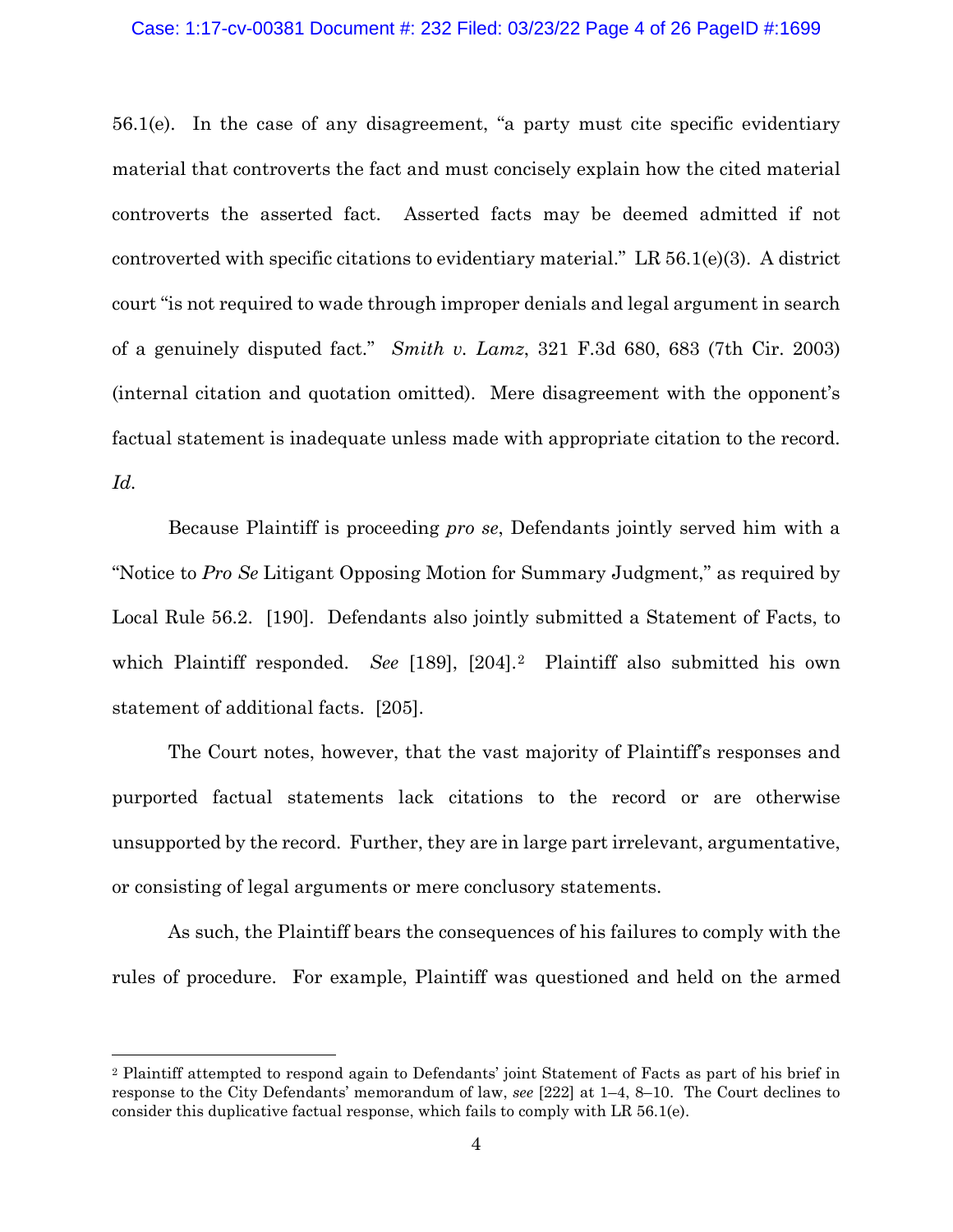56.1(e). In the case of any disagreement, "a party must cite specific evidentiary material that controverts the fact and must concisely explain how the cited material controverts the asserted fact. Asserted facts may be deemed admitted if not controverted with specific citations to evidentiary material." LR 56.1(e)(3). A district court "is not required to wade through improper denials and legal argument in search of a genuinely disputed fact." *Smith v. Lamz*, 321 F.3d 680, 683 (7th Cir. 2003) (internal citation and quotation omitted). Mere disagreement with the opponent's factual statement is inadequate unless made with appropriate citation to the record. *Id.*

Because Plaintiff is proceeding *pro se*, Defendants jointly served him with a "Notice to *Pro Se* Litigant Opposing Motion for Summary Judgment," as required by Local Rule 56.2. [190]. Defendants also jointly submitted a Statement of Facts, to which Plaintiff responded. *See* [189], [204].[2] Plaintiff also submitted his own statement of additional facts. [205].

The Court notes, however, that the vast majority of Plaintiff's responses and purported factual statements lack citations to the record or are otherwise unsupported by the record. Further, they are in large part irrelevant, argumentative, or consisting of legal arguments or mere conclusory statements.

As such, the Plaintiff bears the consequences of his failures to comply with the rules of procedure. For example, Plaintiff was questioned and held on the armed

[2] Plaintiff attempted to respond again to Defendants' joint Statement of Facts as part of his brief in response to the City Defendants' memorandum of law, *see* [222] at 1–4, 8–10. The Court declines to consider this duplicative factual response, which fails to comply with LR 56.1(e).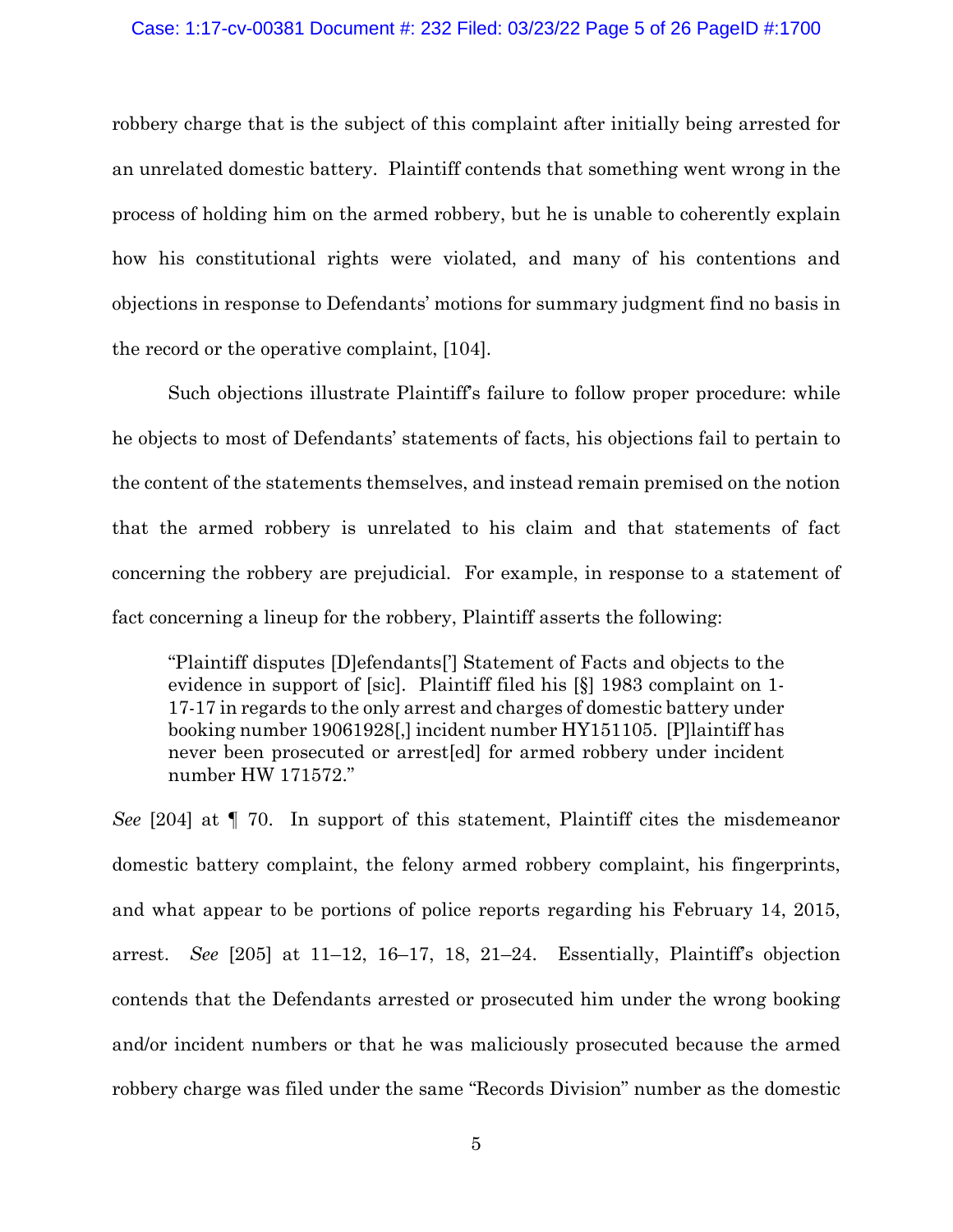robbery charge that is the subject of this complaint after initially being arrested for an unrelated domestic battery. Plaintiff contends that something went wrong in the process of holding him on the armed robbery, but he is unable to coherently explain how his constitutional rights were violated, and many of his contentions and objections in response to Defendants' motions for summary judgment find no basis in the record or the operative complaint, [104].

Such objections illustrate Plaintiff's failure to follow proper procedure: while he objects to most of Defendants' statements of facts, his objections fail to pertain to the content of the statements themselves, and instead remain premised on the notion that the armed robbery is unrelated to his claim and that statements of fact concerning the robbery are prejudicial. For example, in response to a statement of fact concerning a lineup for the robbery, Plaintiff asserts the following:

> "Plaintiff disputes [D]efendants['] Statement of Facts and objects to the evidence in support of [sic]. Plaintiff filed his [§] 1983 complaint on 1-17-17 in regards to the only arrest and charges of domestic battery under booking number 19061928[,] incident number HY151105. [P]laintiff has never been prosecuted or arrest[ed] for armed robbery under incident number HW 171572."

*See* [204] at ¶ 70. In support of this statement, Plaintiff cites the misdemeanor domestic battery complaint, the felony armed robbery complaint, his fingerprints, and what appear to be portions of police reports regarding his February 14, 2015, arrest. *See* [205] at 11–12, 16–17, 18, 21–24. Essentially, Plaintiff's objection contends that the Defendants arrested or prosecuted him under the wrong booking and/or incident numbers or that he was maliciously prosecuted because the armed robbery charge was filed under the same "Records Division" number as the domestic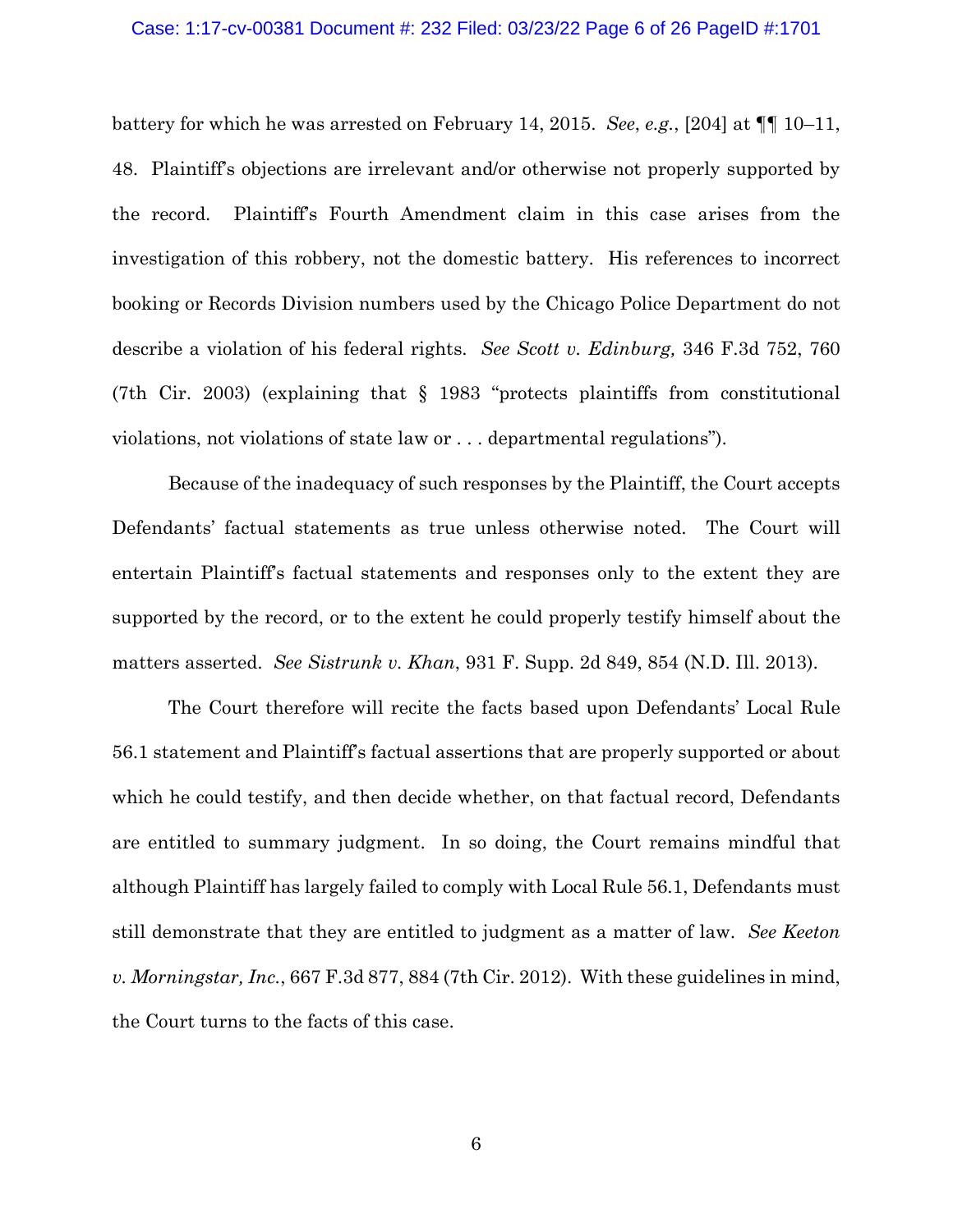battery for which he was arrested on February 14, 2015. *See*, *e.g.*, [204] at ¶¶ 10–11, 48. Plaintiff's objections are irrelevant and/or otherwise not properly supported by the record. Plaintiff's Fourth Amendment claim in this case arises from the investigation of this robbery, not the domestic battery. His references to incorrect booking or Records Division numbers used by the Chicago Police Department do not describe a violation of his federal rights. *See Scott v. Edinburg,* 346 F.3d 752, 760 (7th Cir. 2003) (explaining that § 1983 "protects plaintiffs from constitutional violations, not violations of state law or . . . departmental regulations").

Because of the inadequacy of such responses by the Plaintiff, the Court accepts Defendants' factual statements as true unless otherwise noted. The Court will entertain Plaintiff's factual statements and responses only to the extent they are supported by the record, or to the extent he could properly testify himself about the matters asserted. *See Sistrunk v. Khan*, 931 F. Supp. 2d 849, 854 (N.D. Ill. 2013).

The Court therefore will recite the facts based upon Defendants' Local Rule 56.1 statement and Plaintiff's factual assertions that are properly supported or about which he could testify, and then decide whether, on that factual record, Defendants are entitled to summary judgment. In so doing, the Court remains mindful that although Plaintiff has largely failed to comply with Local Rule 56.1, Defendants must still demonstrate that they are entitled to judgment as a matter of law. *See Keeton v. Morningstar, Inc.*, 667 F.3d 877, 884 (7th Cir. 2012). With these guidelines in mind, the Court turns to the facts of this case.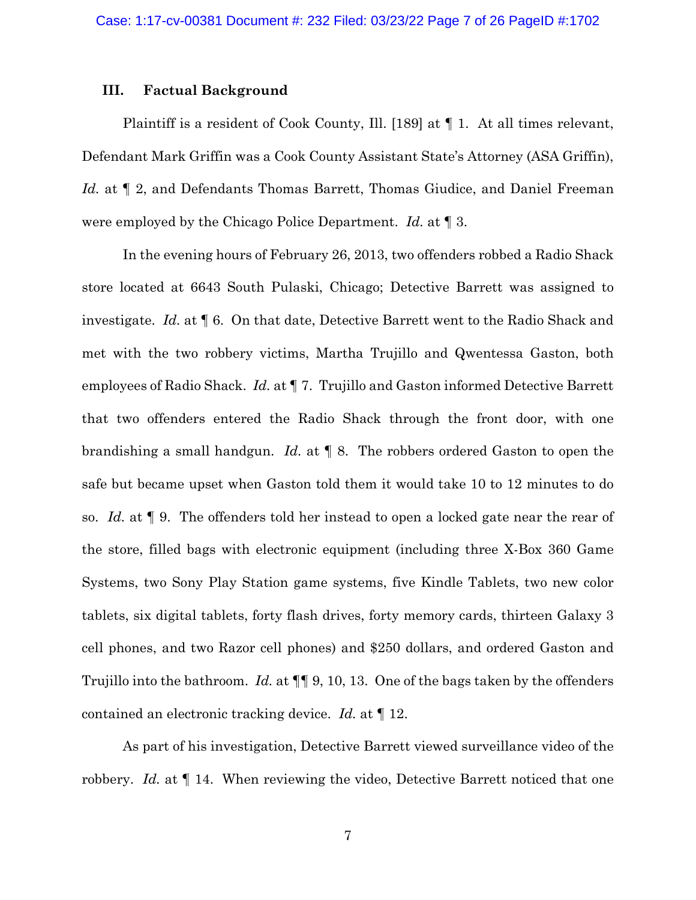## III. Factual Background

Plaintiff is a resident of Cook County, Ill. [189] at ¶ 1. At all times relevant, Defendant Mark Griffin was a Cook County Assistant State's Attorney (ASA Griffin), *Id.* at ¶ 2, and Defendants Thomas Barrett, Thomas Giudice, and Daniel Freeman were employed by the Chicago Police Department. *Id.* at ¶ 3.

In the evening hours of February 26, 2013, two offenders robbed a Radio Shack store located at 6643 South Pulaski, Chicago; Detective Barrett was assigned to investigate. *Id.* at ¶ 6. On that date, Detective Barrett went to the Radio Shack and met with the two robbery victims, Martha Trujillo and Qwentessa Gaston, both employees of Radio Shack. *Id.* at ¶ 7. Trujillo and Gaston informed Detective Barrett that two offenders entered the Radio Shack through the front door, with one brandishing a small handgun. *Id.* at ¶ 8. The robbers ordered Gaston to open the safe but became upset when Gaston told them it would take 10 to 12 minutes to do so. *Id.* at ¶ 9. The offenders told her instead to open a locked gate near the rear of the store, filled bags with electronic equipment (including three X-Box 360 Game Systems, two Sony Play Station game systems, five Kindle Tablets, two new color tablets, six digital tablets, forty flash drives, forty memory cards, thirteen Galaxy 3 cell phones, and two Razor cell phones) and $250 dollars, and ordered Gaston and Trujillo into the bathroom. *Id.* at ¶¶ 9, 10, 13. One of the bags taken by the offenders contained an electronic tracking device. *Id.* at ¶ 12.

As part of his investigation, Detective Barrett viewed surveillance video of the robbery. *Id.* at ¶ 14. When reviewing the video, Detective Barrett noticed that one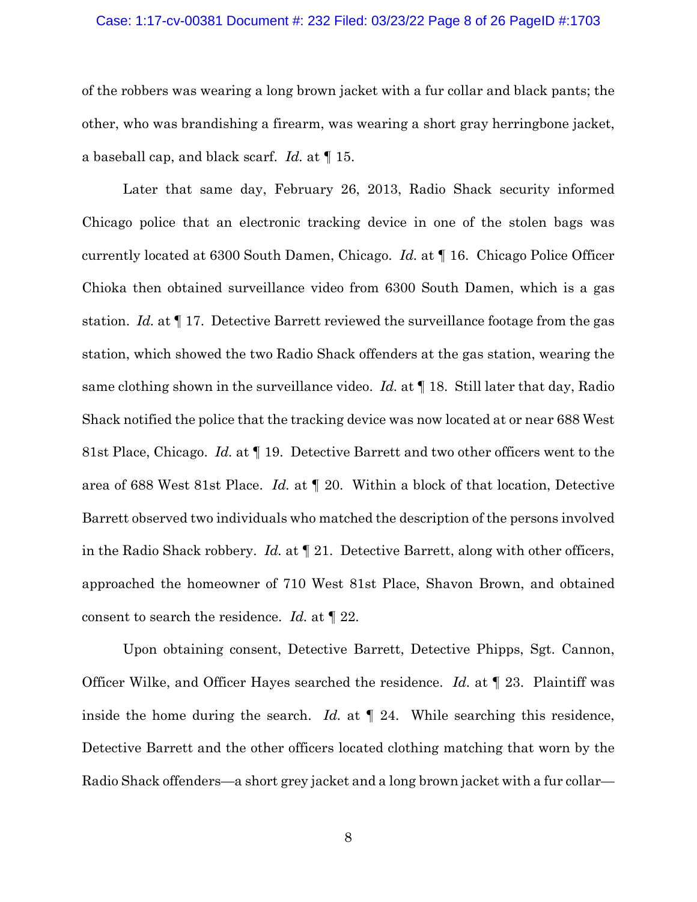of the robbers was wearing a long brown jacket with a fur collar and black pants; the other, who was brandishing a firearm, was wearing a short gray herringbone jacket, a baseball cap, and black scarf. *Id.* at ¶ 15.

Later that same day, February 26, 2013, Radio Shack security informed Chicago police that an electronic tracking device in one of the stolen bags was currently located at 6300 South Damen, Chicago. *Id.* at ¶ 16. Chicago Police Officer Chioka then obtained surveillance video from 6300 South Damen, which is a gas station. *Id.* at ¶ 17. Detective Barrett reviewed the surveillance footage from the gas station, which showed the two Radio Shack offenders at the gas station, wearing the same clothing shown in the surveillance video. *Id.* at ¶ 18. Still later that day, Radio Shack notified the police that the tracking device was now located at or near 688 West 81st Place, Chicago. *Id.* at ¶ 19. Detective Barrett and two other officers went to the area of 688 West 81st Place. *Id.* at ¶ 20. Within a block of that location, Detective Barrett observed two individuals who matched the description of the persons involved in the Radio Shack robbery. *Id.* at ¶ 21. Detective Barrett, along with other officers, approached the homeowner of 710 West 81st Place, Shavon Brown, and obtained consent to search the residence. *Id.* at ¶ 22.

Upon obtaining consent, Detective Barrett, Detective Phipps, Sgt. Cannon, Officer Wilke, and Officer Hayes searched the residence. *Id.* at ¶ 23. Plaintiff was inside the home during the search. *Id.* at ¶ 24. While searching this residence, Detective Barrett and the other officers located clothing matching that worn by the Radio Shack offenders—a short grey jacket and a long brown jacket with a fur collar—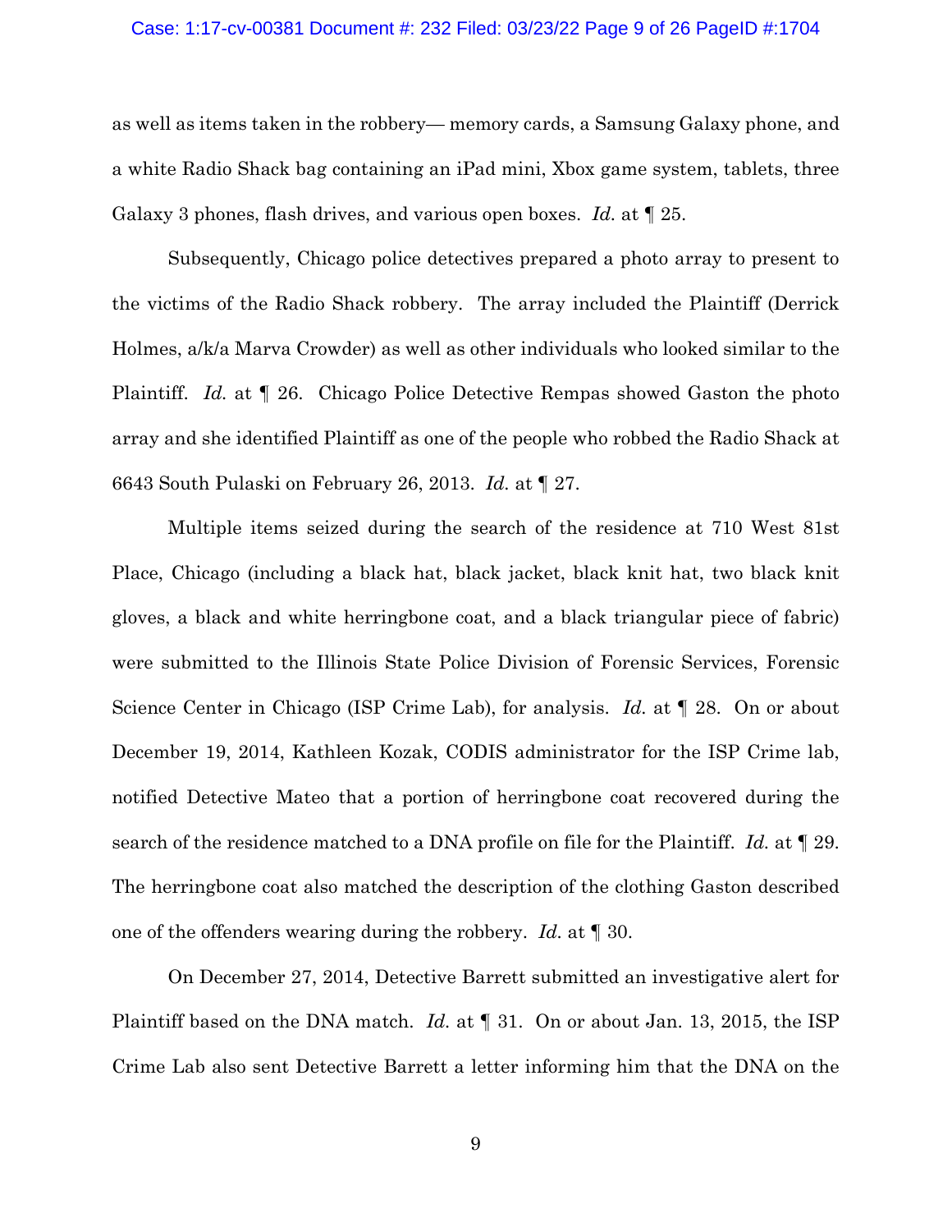as well as items taken in the robbery— memory cards, a Samsung Galaxy phone, and a white Radio Shack bag containing an iPad mini, Xbox game system, tablets, three Galaxy 3 phones, flash drives, and various open boxes. *Id.* at ¶ 25.

Subsequently, Chicago police detectives prepared a photo array to present to the victims of the Radio Shack robbery. The array included the Plaintiff (Derrick Holmes, a/k/a Marva Crowder) as well as other individuals who looked similar to the Plaintiff. *Id.* at ¶ 26. Chicago Police Detective Rempas showed Gaston the photo array and she identified Plaintiff as one of the people who robbed the Radio Shack at 6643 South Pulaski on February 26, 2013. *Id.* at ¶ 27.

Multiple items seized during the search of the residence at 710 West 81st Place, Chicago (including a black hat, black jacket, black knit hat, two black knit gloves, a black and white herringbone coat, and a black triangular piece of fabric) were submitted to the Illinois State Police Division of Forensic Services, Forensic Science Center in Chicago (ISP Crime Lab), for analysis. *Id.* at ¶ 28. On or about December 19, 2014, Kathleen Kozak, CODIS administrator for the ISP Crime lab, notified Detective Mateo that a portion of herringbone coat recovered during the search of the residence matched to a DNA profile on file for the Plaintiff. *Id.* at ¶ 29. The herringbone coat also matched the description of the clothing Gaston described one of the offenders wearing during the robbery. *Id.* at ¶ 30.

On December 27, 2014, Detective Barrett submitted an investigative alert for Plaintiff based on the DNA match. *Id.* at ¶ 31. On or about Jan. 13, 2015, the ISP Crime Lab also sent Detective Barrett a letter informing him that the DNA on the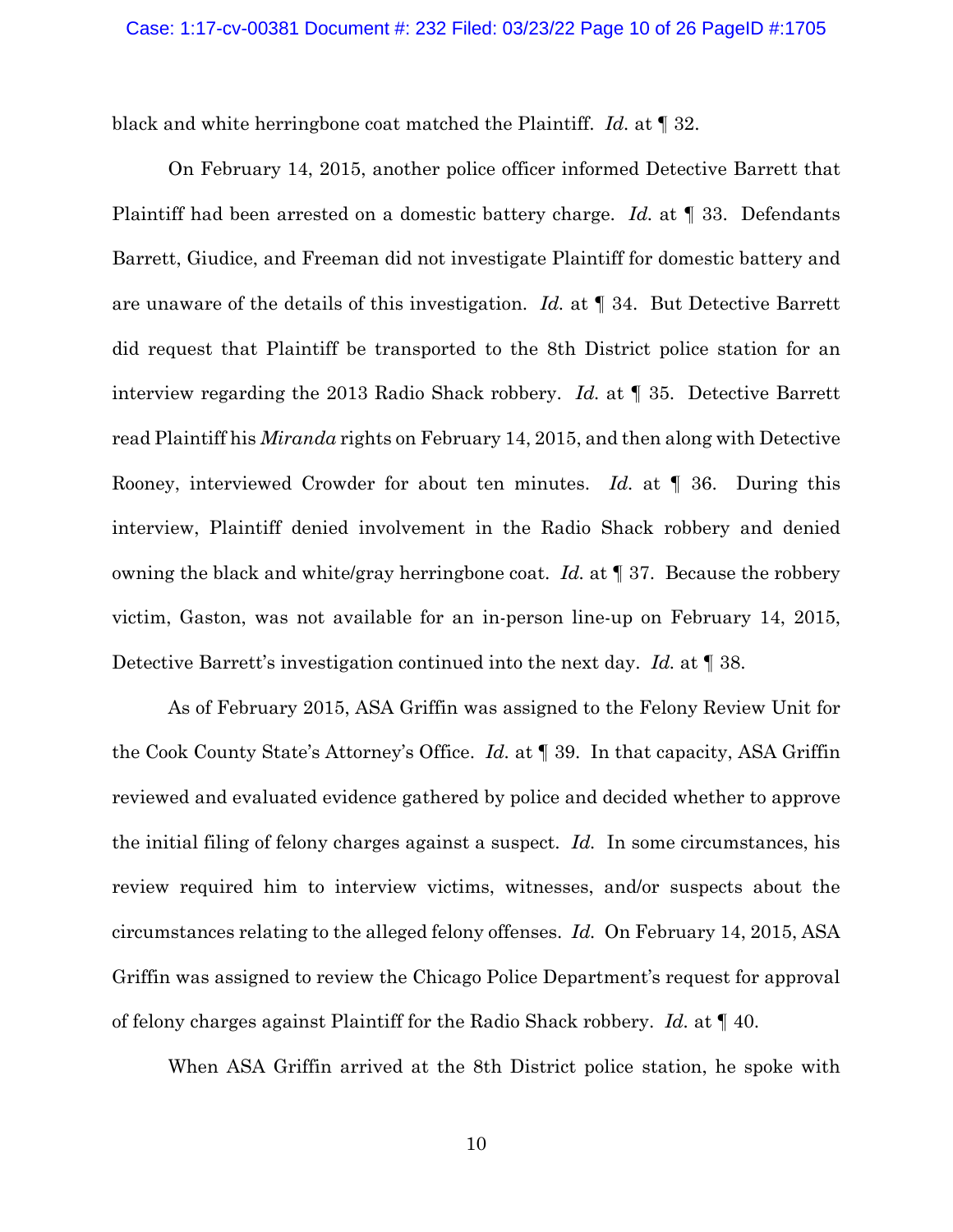black and white herringbone coat matched the Plaintiff. *Id.* at ¶ 32.

On February 14, 2015, another police officer informed Detective Barrett that Plaintiff had been arrested on a domestic battery charge. *Id.* at ¶ 33. Defendants Barrett, Giudice, and Freeman did not investigate Plaintiff for domestic battery and are unaware of the details of this investigation. *Id.* at ¶ 34. But Detective Barrett did request that Plaintiff be transported to the 8th District police station for an interview regarding the 2013 Radio Shack robbery. *Id.* at ¶ 35. Detective Barrett read Plaintiff his *Miranda* rights on February 14, 2015, and then along with Detective Rooney, interviewed Crowder for about ten minutes. *Id.* at ¶ 36. During this interview, Plaintiff denied involvement in the Radio Shack robbery and denied owning the black and white/gray herringbone coat. *Id.* at ¶ 37. Because the robbery victim, Gaston, was not available for an in-person line-up on February 14, 2015, Detective Barrett's investigation continued into the next day. *Id.* at ¶ 38.

As of February 2015, ASA Griffin was assigned to the Felony Review Unit for the Cook County State's Attorney's Office. *Id.* at ¶ 39. In that capacity, ASA Griffin reviewed and evaluated evidence gathered by police and decided whether to approve the initial filing of felony charges against a suspect. *Id.* In some circumstances, his review required him to interview victims, witnesses, and/or suspects about the circumstances relating to the alleged felony offenses. *Id.* On February 14, 2015, ASA Griffin was assigned to review the Chicago Police Department's request for approval of felony charges against Plaintiff for the Radio Shack robbery. *Id.* at ¶ 40.

When ASA Griffin arrived at the 8th District police station, he spoke with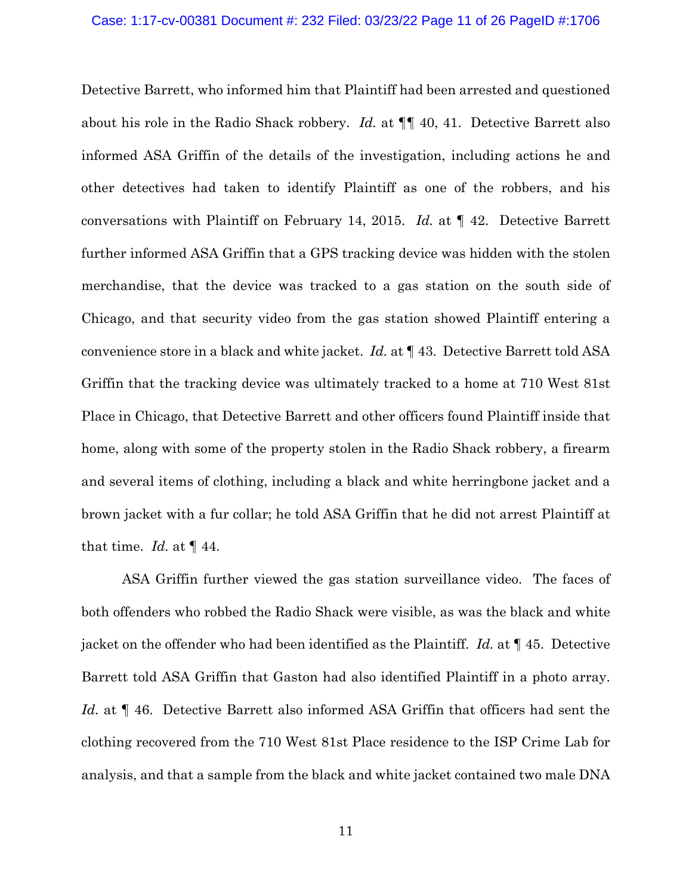Detective Barrett, who informed him that Plaintiff had been arrested and questioned about his role in the Radio Shack robbery. *Id.* at ¶¶ 40, 41. Detective Barrett also informed ASA Griffin of the details of the investigation, including actions he and other detectives had taken to identify Plaintiff as one of the robbers, and his conversations with Plaintiff on February 14, 2015. *Id.* at ¶ 42. Detective Barrett further informed ASA Griffin that a GPS tracking device was hidden with the stolen merchandise, that the device was tracked to a gas station on the south side of Chicago, and that security video from the gas station showed Plaintiff entering a convenience store in a black and white jacket. *Id.* at ¶ 43. Detective Barrett told ASA Griffin that the tracking device was ultimately tracked to a home at 710 West 81st Place in Chicago, that Detective Barrett and other officers found Plaintiff inside that home, along with some of the property stolen in the Radio Shack robbery, a firearm and several items of clothing, including a black and white herringbone jacket and a brown jacket with a fur collar; he told ASA Griffin that he did not arrest Plaintiff at that time. *Id.* at ¶ 44.

ASA Griffin further viewed the gas station surveillance video. The faces of both offenders who robbed the Radio Shack were visible, as was the black and white jacket on the offender who had been identified as the Plaintiff. *Id.* at ¶ 45. Detective Barrett told ASA Griffin that Gaston had also identified Plaintiff in a photo array. *Id.* at ¶ 46. Detective Barrett also informed ASA Griffin that officers had sent the clothing recovered from the 710 West 81st Place residence to the ISP Crime Lab for analysis, and that a sample from the black and white jacket contained two male DNA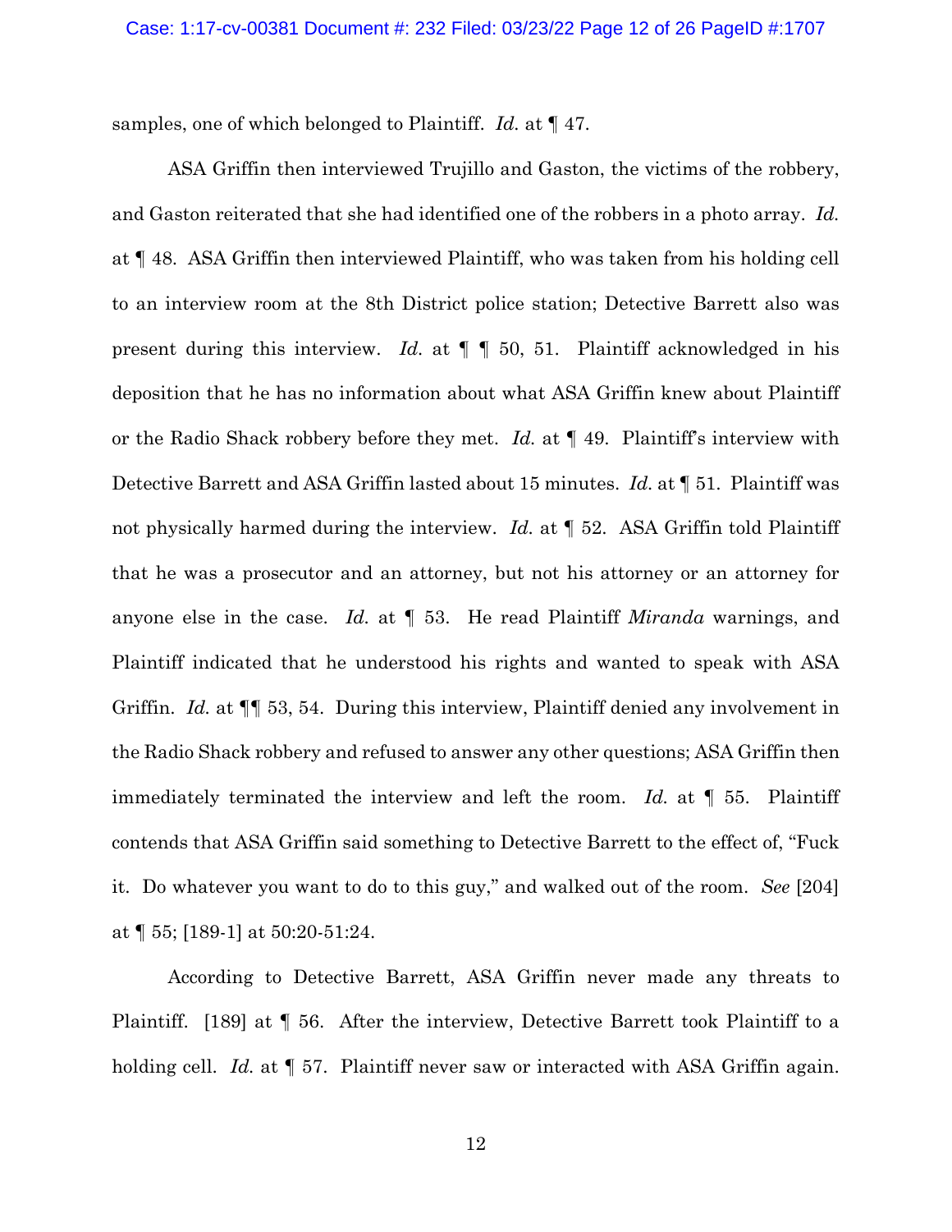samples, one of which belonged to Plaintiff. *Id.* at ¶ 47.

ASA Griffin then interviewed Trujillo and Gaston, the victims of the robbery, and Gaston reiterated that she had identified one of the robbers in a photo array. *Id.* at ¶ 48. ASA Griffin then interviewed Plaintiff, who was taken from his holding cell to an interview room at the 8th District police station; Detective Barrett also was present during this interview. *Id.* at ¶ ¶ 50, 51. Plaintiff acknowledged in his deposition that he has no information about what ASA Griffin knew about Plaintiff or the Radio Shack robbery before they met. *Id.* at ¶ 49. Plaintiff's interview with Detective Barrett and ASA Griffin lasted about 15 minutes. *Id.* at ¶ 51. Plaintiff was not physically harmed during the interview. *Id.* at ¶ 52. ASA Griffin told Plaintiff that he was a prosecutor and an attorney, but not his attorney or an attorney for anyone else in the case. *Id.* at ¶ 53. He read Plaintiff *Miranda* warnings, and Plaintiff indicated that he understood his rights and wanted to speak with ASA Griffin. *Id.* at ¶¶ 53, 54. During this interview, Plaintiff denied any involvement in the Radio Shack robbery and refused to answer any other questions; ASA Griffin then immediately terminated the interview and left the room. *Id.* at ¶ 55. Plaintiff contends that ASA Griffin said something to Detective Barrett to the effect of, "Fuck it. Do whatever you want to do to this guy," and walked out of the room. *See* [204] at ¶ 55; [189-1] at 50:20-51:24.

According to Detective Barrett, ASA Griffin never made any threats to Plaintiff. [189] at ¶ 56. After the interview, Detective Barrett took Plaintiff to a holding cell. *Id.* at ¶ 57. Plaintiff never saw or interacted with ASA Griffin again.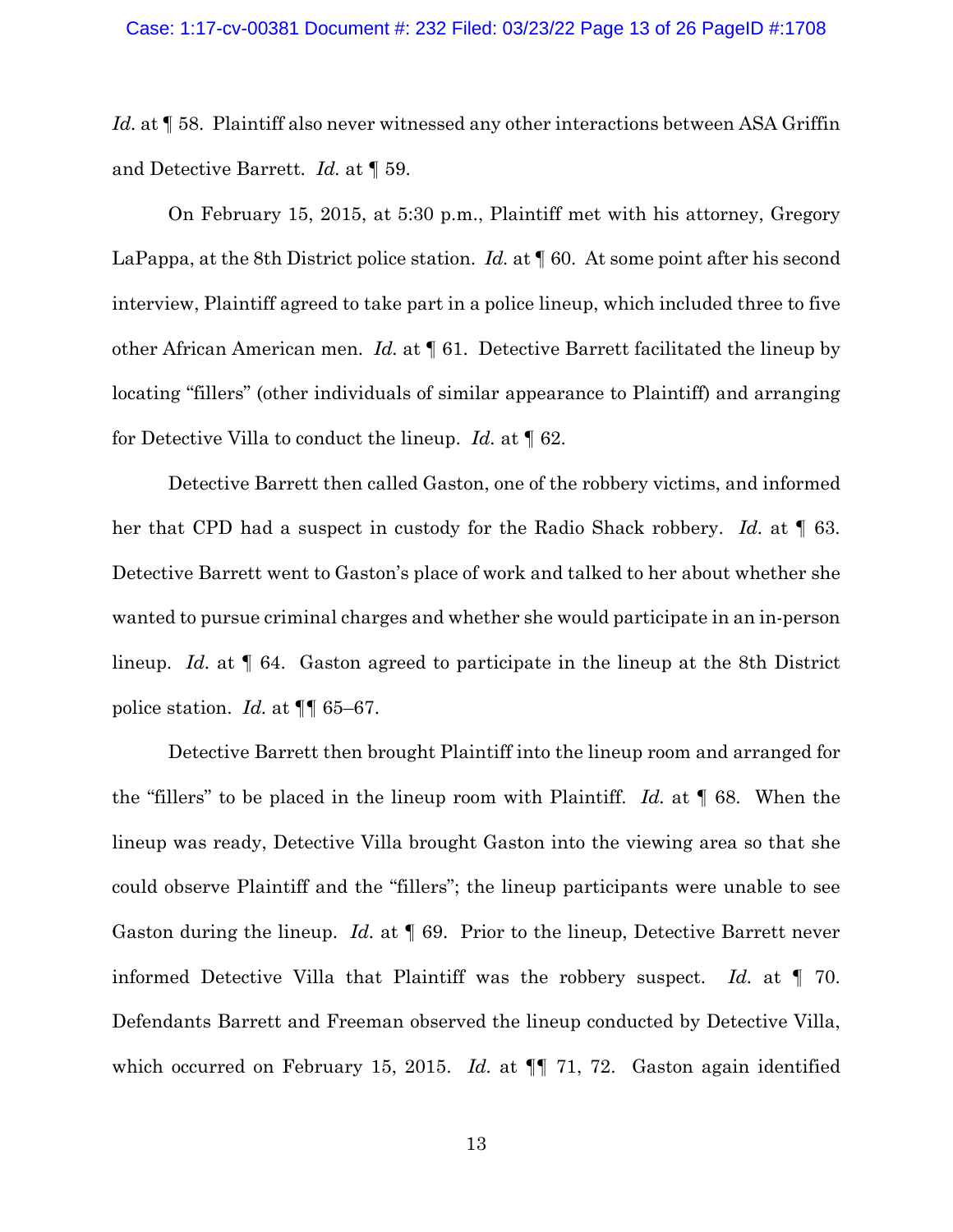*Id.* at ¶ 58. Plaintiff also never witnessed any other interactions between ASA Griffin and Detective Barrett. *Id.* at ¶ 59.

On February 15, 2015, at 5:30 p.m., Plaintiff met with his attorney, Gregory LaPappa, at the 8th District police station. *Id.* at ¶ 60. At some point after his second interview, Plaintiff agreed to take part in a police lineup, which included three to five other African American men. *Id.* at ¶ 61. Detective Barrett facilitated the lineup by locating "fillers" (other individuals of similar appearance to Plaintiff) and arranging for Detective Villa to conduct the lineup. *Id.* at ¶ 62.

Detective Barrett then called Gaston, one of the robbery victims, and informed her that CPD had a suspect in custody for the Radio Shack robbery. *Id.* at ¶ 63. Detective Barrett went to Gaston's place of work and talked to her about whether she wanted to pursue criminal charges and whether she would participate in an in-person lineup. *Id.* at ¶ 64. Gaston agreed to participate in the lineup at the 8th District police station. *Id.* at ¶¶ 65–67.

Detective Barrett then brought Plaintiff into the lineup room and arranged for the "fillers" to be placed in the lineup room with Plaintiff. *Id.* at ¶ 68. When the lineup was ready, Detective Villa brought Gaston into the viewing area so that she could observe Plaintiff and the "fillers"; the lineup participants were unable to see Gaston during the lineup. *Id.* at ¶ 69. Prior to the lineup, Detective Barrett never informed Detective Villa that Plaintiff was the robbery suspect. *Id.* at ¶ 70. Defendants Barrett and Freeman observed the lineup conducted by Detective Villa, which occurred on February 15, 2015. *Id.* at ¶¶ 71, 72. Gaston again identified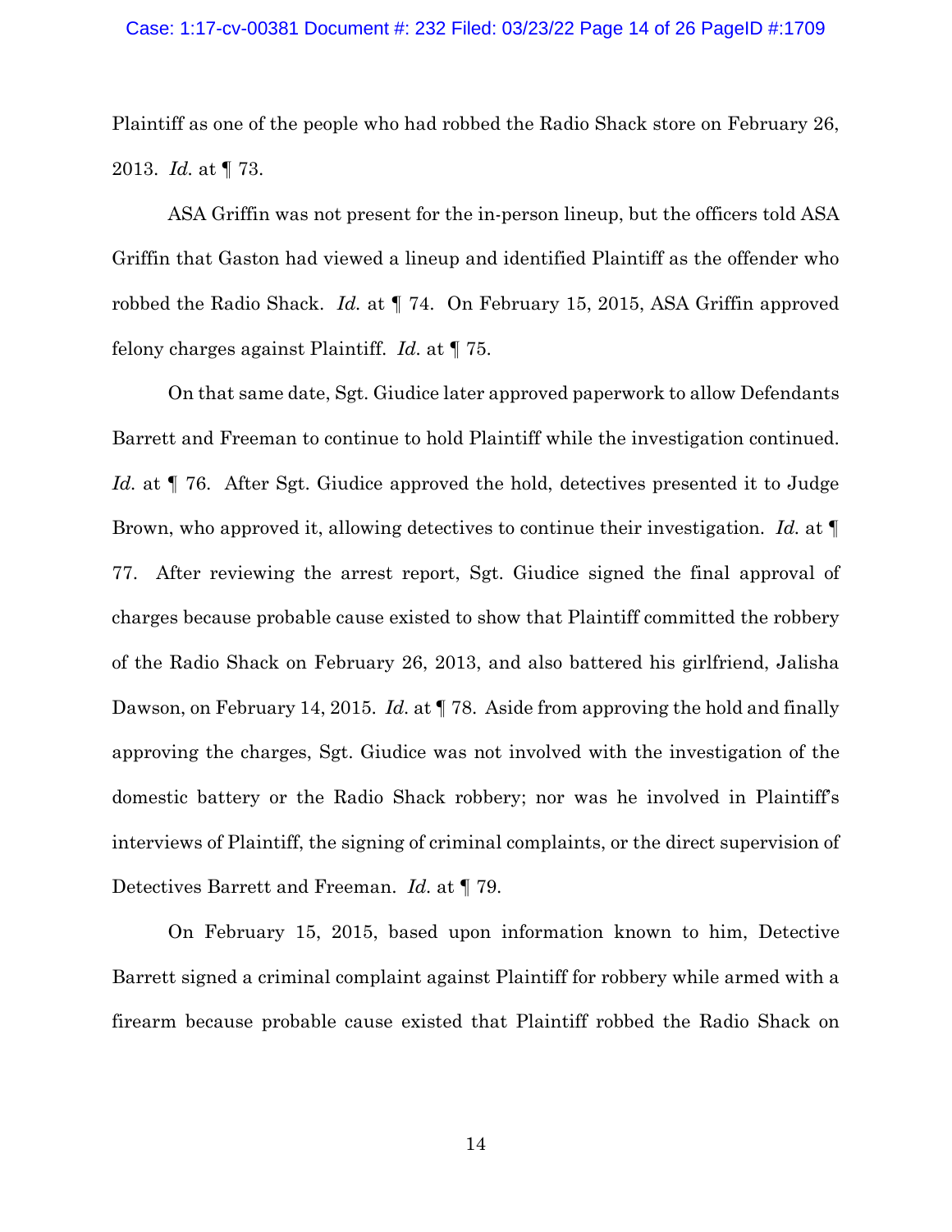Plaintiff as one of the people who had robbed the Radio Shack store on February 26, 2013. *Id.* at ¶ 73.

ASA Griffin was not present for the in-person lineup, but the officers told ASA Griffin that Gaston had viewed a lineup and identified Plaintiff as the offender who robbed the Radio Shack. *Id.* at ¶ 74. On February 15, 2015, ASA Griffin approved felony charges against Plaintiff. *Id.* at ¶ 75.

On that same date, Sgt. Giudice later approved paperwork to allow Defendants Barrett and Freeman to continue to hold Plaintiff while the investigation continued. *Id.* at ¶ 76. After Sgt. Giudice approved the hold, detectives presented it to Judge Brown, who approved it, allowing detectives to continue their investigation. *Id.* at ¶ 77. After reviewing the arrest report, Sgt. Giudice signed the final approval of charges because probable cause existed to show that Plaintiff committed the robbery of the Radio Shack on February 26, 2013, and also battered his girlfriend, Jalisha Dawson, on February 14, 2015. *Id.* at ¶ 78. Aside from approving the hold and finally approving the charges, Sgt. Giudice was not involved with the investigation of the domestic battery or the Radio Shack robbery; nor was he involved in Plaintiff's interviews of Plaintiff, the signing of criminal complaints, or the direct supervision of Detectives Barrett and Freeman. *Id.* at ¶ 79.

On February 15, 2015, based upon information known to him, Detective Barrett signed a criminal complaint against Plaintiff for robbery while armed with a firearm because probable cause existed that Plaintiff robbed the Radio Shack on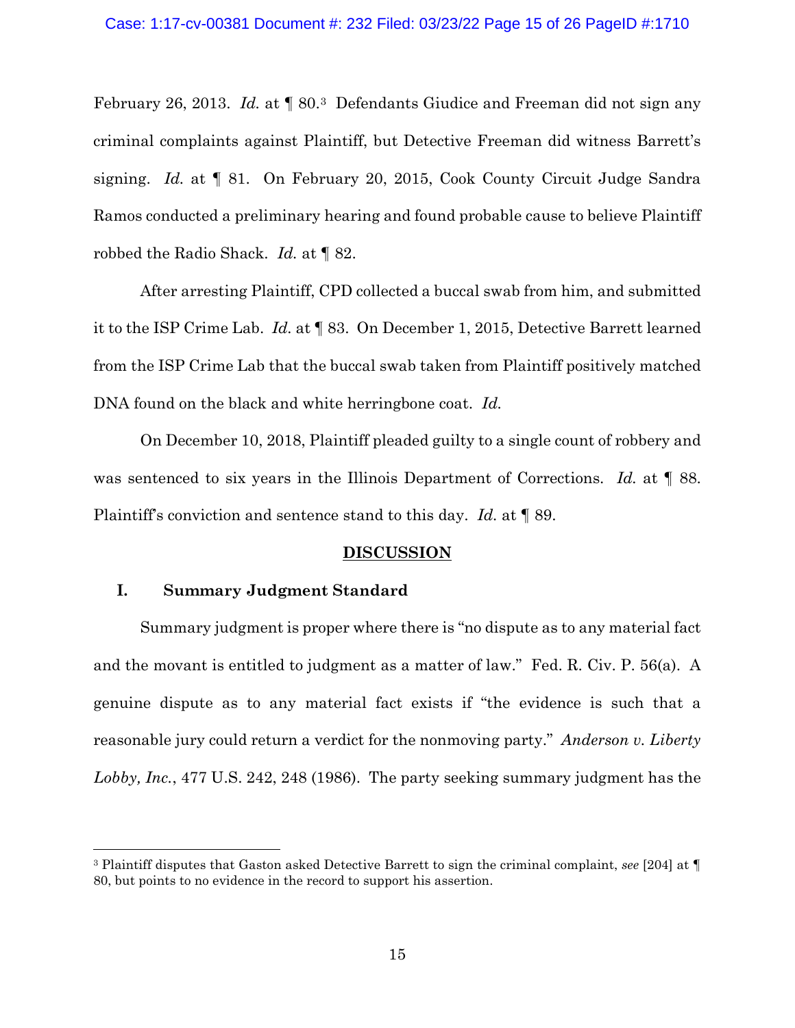February 26, 2013. *Id.* at ¶ 80.[3] Defendants Giudice and Freeman did not sign any criminal complaints against Plaintiff, but Detective Freeman did witness Barrett's signing. *Id.* at ¶ 81. On February 20, 2015, Cook County Circuit Judge Sandra Ramos conducted a preliminary hearing and found probable cause to believe Plaintiff robbed the Radio Shack. *Id.* at ¶ 82.

After arresting Plaintiff, CPD collected a buccal swab from him, and submitted it to the ISP Crime Lab. *Id.* at ¶ 83. On December 1, 2015, Detective Barrett learned from the ISP Crime Lab that the buccal swab taken from Plaintiff positively matched DNA found on the black and white herringbone coat. *Id.*

On December 10, 2018, Plaintiff pleaded guilty to a single count of robbery and was sentenced to six years in the Illinois Department of Corrections. *Id.* at ¶ 88. Plaintiff's conviction and sentence stand to this day. *Id.* at ¶ 89.

## DISCUSSION

### I. Summary Judgment Standard

Summary judgment is proper where there is "no dispute as to any material fact and the movant is entitled to judgment as a matter of law." Fed. R. Civ. P. 56(a). A genuine dispute as to any material fact exists if "the evidence is such that a reasonable jury could return a verdict for the nonmoving party." *Anderson v. Liberty Lobby, Inc.*, 477 U.S. 242, 248 (1986). The party seeking summary judgment has the

---

[3] Plaintiff disputes that Gaston asked Detective Barrett to sign the criminal complaint, *see* [204] at ¶ 80, but points to no evidence in the record to support his assertion.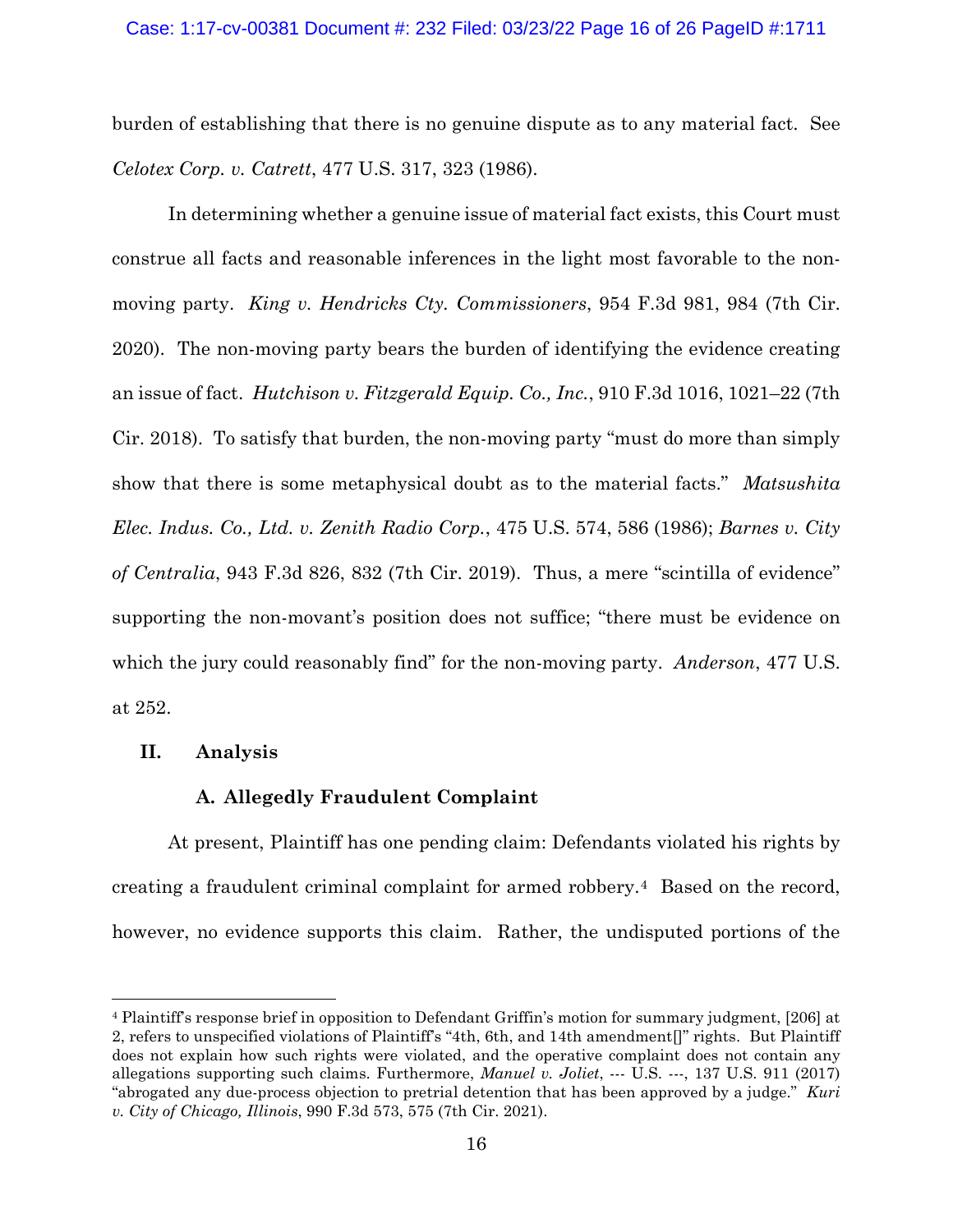burden of establishing that there is no genuine dispute as to any material fact. See *Celotex Corp. v. Catrett*, 477 U.S. 317, 323 (1986).

In determining whether a genuine issue of material fact exists, this Court must construe all facts and reasonable inferences in the light most favorable to the non-moving party. *King v. Hendricks Cty. Commissioners*, 954 F.3d 981, 984 (7th Cir. 2020). The non-moving party bears the burden of identifying the evidence creating an issue of fact. *Hutchison v. Fitzgerald Equip. Co., Inc.*, 910 F.3d 1016, 1021–22 (7th Cir. 2018). To satisfy that burden, the non-moving party "must do more than simply show that there is some metaphysical doubt as to the material facts." *Matsushita Elec. Indus. Co., Ltd. v. Zenith Radio Corp.*, 475 U.S. 574, 586 (1986); *Barnes v. City of Centralia*, 943 F.3d 826, 832 (7th Cir. 2019). Thus, a mere "scintilla of evidence" supporting the non-movant's position does not suffice; "there must be evidence on which the jury could reasonably find" for the non-moving party. *Anderson*, 477 U.S. at 252.

## II. Analysis

### A. Allegedly Fraudulent Complaint

At present, Plaintiff has one pending claim: Defendants violated his rights by creating a fraudulent criminal complaint for armed robbery.[4] Based on the record, however, no evidence supports this claim. Rather, the undisputed portions of the

---

[4] Plaintiff's response brief in opposition to Defendant Griffin's motion for summary judgment, [206] at 2, refers to unspecified violations of Plaintiff's "4th, 6th, and 14th amendment[]" rights. But Plaintiff does not explain how such rights were violated, and the operative complaint does not contain any allegations supporting such claims. Furthermore, *Manuel v. Joliet*, --- U.S. ---, 137 U.S. 911 (2017) "abrogated any due-process objection to pretrial detention that has been approved by a judge." *Kuri v. City of Chicago, Illinois*, 990 F.3d 573, 575 (7th Cir. 2021).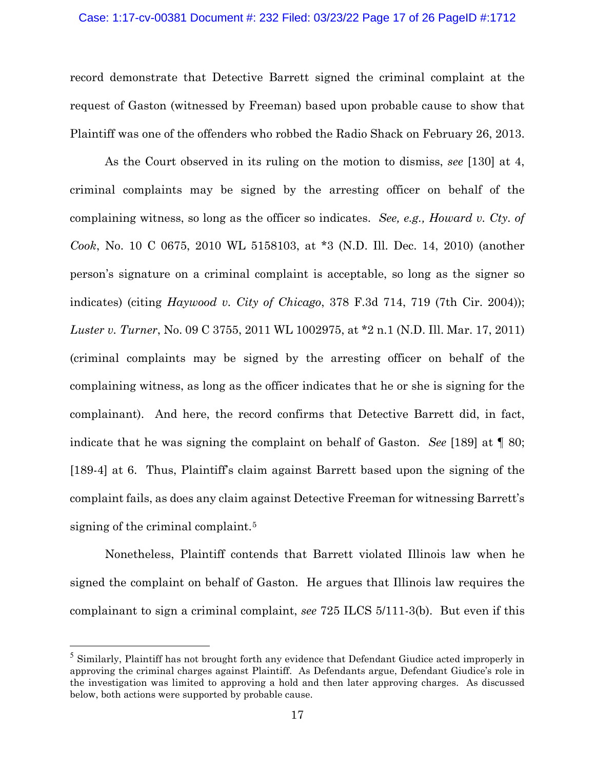record demonstrate that Detective Barrett signed the criminal complaint at the request of Gaston (witnessed by Freeman) based upon probable cause to show that Plaintiff was one of the offenders who robbed the Radio Shack on February 26, 2013.

As the Court observed in its ruling on the motion to dismiss, *see* [130] at 4, criminal complaints may be signed by the arresting officer on behalf of the complaining witness, so long as the officer so indicates. *See, e.g., Howard v. Cty. of Cook*, No. 10 C 0675, 2010 WL 5158103, at *3 (N.D. Ill. Dec. 14, 2010) (another person's signature on a criminal complaint is acceptable, so long as the signer so indicates) (citing *Haywood v. City of Chicago*, 378 F.3d 714, 719 (7th Cir. 2004)); *Luster v. Turner*, No. 09 C 3755, 2011 WL 1002975, at *2 n.1 (N.D. Ill. Mar. 17, 2011) (criminal complaints may be signed by the arresting officer on behalf of the complaining witness, as long as the officer indicates that he or she is signing for the complainant). And here, the record confirms that Detective Barrett did, in fact, indicate that he was signing the complaint on behalf of Gaston. *See* [189] at ¶ 80; [189-4] at 6. Thus, Plaintiff's claim against Barrett based upon the signing of the complaint fails, as does any claim against Detective Freeman for witnessing Barrett's signing of the criminal complaint.[5]

Nonetheless, Plaintiff contends that Barrett violated Illinois law when he signed the complaint on behalf of Gaston. He argues that Illinois law requires the complainant to sign a criminal complaint, *see* 725 ILCS 5/111-3(b). But even if this

---

[5] Similarly, Plaintiff has not brought forth any evidence that Defendant Giudice acted improperly in approving the criminal charges against Plaintiff. As Defendants argue, Defendant Giudice's role in the investigation was limited to approving a hold and then later approving charges. As discussed below, both actions were supported by probable cause.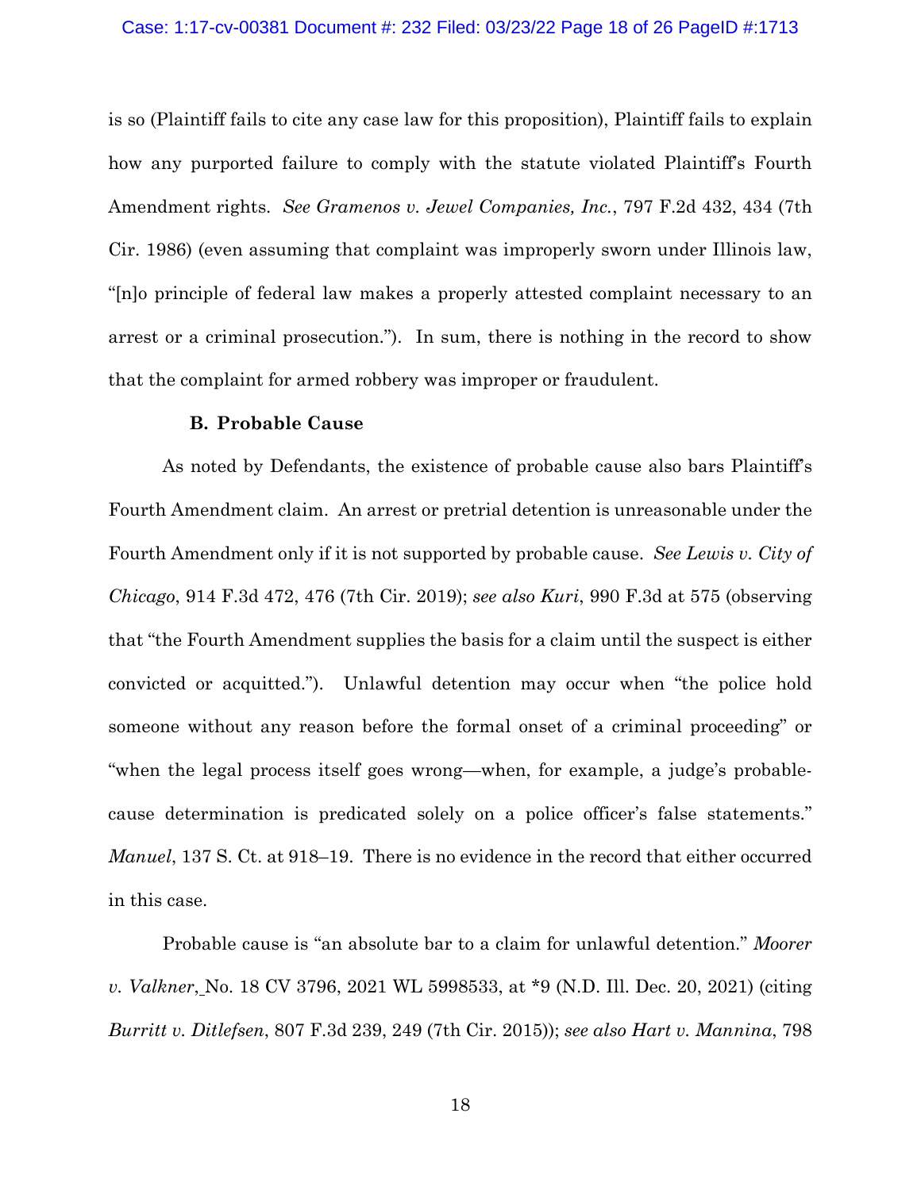is so (Plaintiff fails to cite any case law for this proposition), Plaintiff fails to explain how any purported failure to comply with the statute violated Plaintiff's Fourth Amendment rights. *See Gramenos v. Jewel Companies, Inc.*, 797 F.2d 432, 434 (7th Cir. 1986) (even assuming that complaint was improperly sworn under Illinois law, "[n]o principle of federal law makes a properly attested complaint necessary to an arrest or a criminal prosecution."). In sum, there is nothing in the record to show that the complaint for armed robbery was improper or fraudulent.

### B. Probable Cause

As noted by Defendants, the existence of probable cause also bars Plaintiff's Fourth Amendment claim. An arrest or pretrial detention is unreasonable under the Fourth Amendment only if it is not supported by probable cause. *See Lewis v. City of Chicago*, 914 F.3d 472, 476 (7th Cir. 2019); *see also Kuri*, 990 F.3d at 575 (observing that "the Fourth Amendment supplies the basis for a claim until the suspect is either convicted or acquitted."). Unlawful detention may occur when "the police hold someone without any reason before the formal onset of a criminal proceeding" or "when the legal process itself goes wrong—when, for example, a judge's probable-cause determination is predicated solely on a police officer's false statements." *Manuel*, 137 S. Ct. at 918–19. There is no evidence in the record that either occurred in this case.

Probable cause is "an absolute bar to a claim for unlawful detention." *Moorer v. Valkner*, No. 18 CV 3796, 2021 WL 5998533, at *9 (N.D. Ill. Dec. 20, 2021) (citing *Burritt v. Ditlefsen*, 807 F.3d 239, 249 (7th Cir. 2015)); *see also Hart v. Mannina*, 798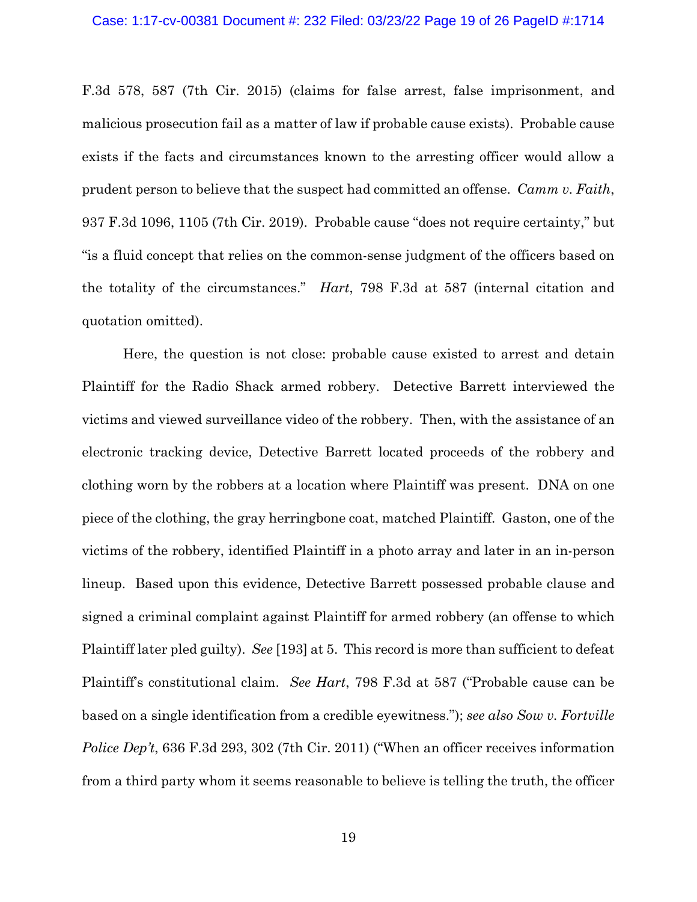F.3d 578, 587 (7th Cir. 2015) (claims for false arrest, false imprisonment, and malicious prosecution fail as a matter of law if probable cause exists). Probable cause exists if the facts and circumstances known to the arresting officer would allow a prudent person to believe that the suspect had committed an offense. *Camm v. Faith*, 937 F.3d 1096, 1105 (7th Cir. 2019). Probable cause "does not require certainty," but "is a fluid concept that relies on the common-sense judgment of the officers based on the totality of the circumstances." *Hart*, 798 F.3d at 587 (internal citation and quotation omitted).

Here, the question is not close: probable cause existed to arrest and detain Plaintiff for the Radio Shack armed robbery. Detective Barrett interviewed the victims and viewed surveillance video of the robbery. Then, with the assistance of an electronic tracking device, Detective Barrett located proceeds of the robbery and clothing worn by the robbers at a location where Plaintiff was present. DNA on one piece of the clothing, the gray herringbone coat, matched Plaintiff. Gaston, one of the victims of the robbery, identified Plaintiff in a photo array and later in an in-person lineup. Based upon this evidence, Detective Barrett possessed probable clause and signed a criminal complaint against Plaintiff for armed robbery (an offense to which Plaintiff later pled guilty). *See* [193] at 5. This record is more than sufficient to defeat Plaintiff's constitutional claim. *See Hart*, 798 F.3d at 587 ("Probable cause can be based on a single identification from a credible eyewitness."); *see also Sow v. Fortville Police Dep't*, 636 F.3d 293, 302 (7th Cir. 2011) ("When an officer receives information from a third party whom it seems reasonable to believe is telling the truth, the officer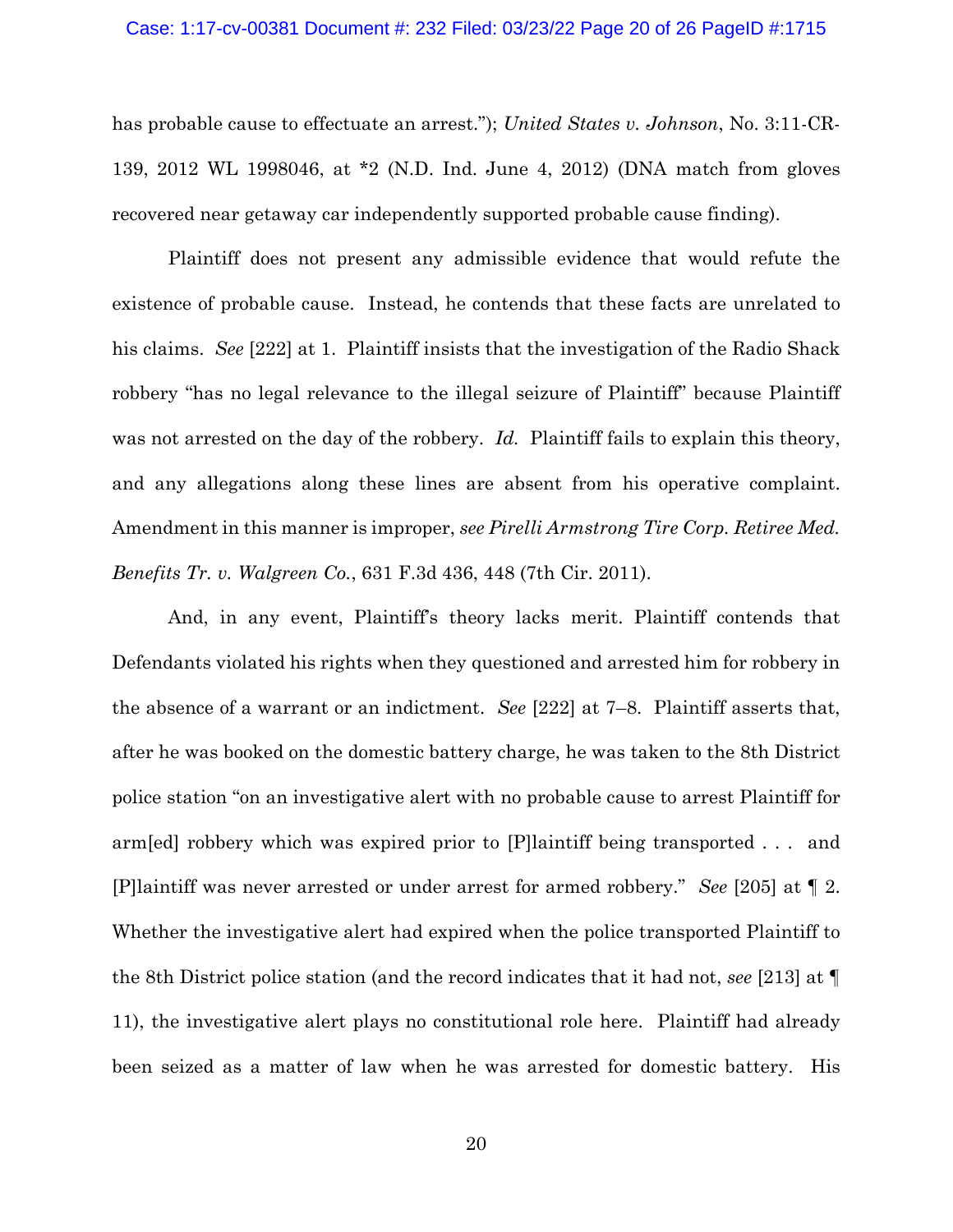has probable cause to effectuate an arrest."); *United States v. Johnson*, No. 3:11-CR-139, 2012 WL 1998046, at *2 (N.D. Ind. June 4, 2012) (DNA match from gloves recovered near getaway car independently supported probable cause finding).

Plaintiff does not present any admissible evidence that would refute the existence of probable cause. Instead, he contends that these facts are unrelated to his claims. *See* [222] at 1. Plaintiff insists that the investigation of the Radio Shack robbery "has no legal relevance to the illegal seizure of Plaintiff" because Plaintiff was not arrested on the day of the robbery. *Id.* Plaintiff fails to explain this theory, and any allegations along these lines are absent from his operative complaint. Amendment in this manner is improper, *see Pirelli Armstrong Tire Corp. Retiree Med. Benefits Tr. v. Walgreen Co.*, 631 F.3d 436, 448 (7th Cir. 2011).

And, in any event, Plaintiff's theory lacks merit. Plaintiff contends that Defendants violated his rights when they questioned and arrested him for robbery in the absence of a warrant or an indictment. *See* [222] at 7–8. Plaintiff asserts that, after he was booked on the domestic battery charge, he was taken to the 8th District police station "on an investigative alert with no probable cause to arrest Plaintiff for arm[ed] robbery which was expired prior to [P]laintiff being transported . . . and [P]laintiff was never arrested or under arrest for armed robbery." *See* [205] at ¶ 2. Whether the investigative alert had expired when the police transported Plaintiff to the 8th District police station (and the record indicates that it had not, *see* [213] at ¶ 11), the investigative alert plays no constitutional role here. Plaintiff had already been seized as a matter of law when he was arrested for domestic battery. His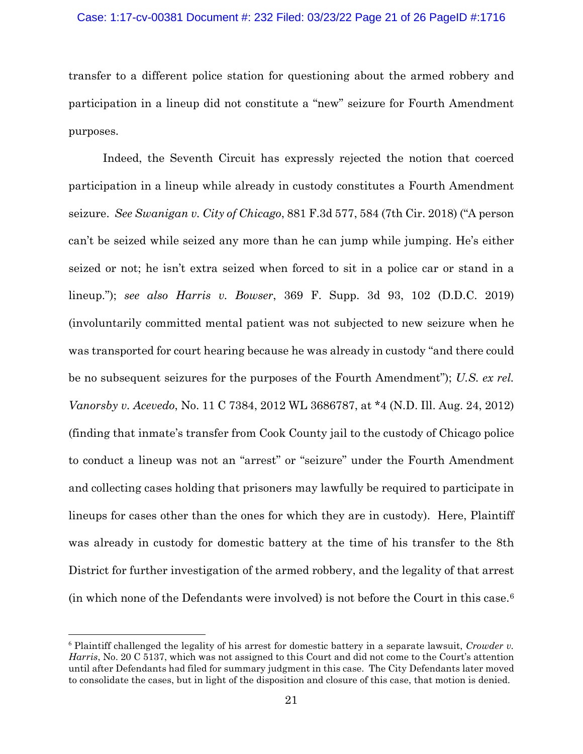transfer to a different police station for questioning about the armed robbery and participation in a lineup did not constitute a "new" seizure for Fourth Amendment purposes.

Indeed, the Seventh Circuit has expressly rejected the notion that coerced participation in a lineup while already in custody constitutes a Fourth Amendment seizure. *See Swanigan v. City of Chicago*, 881 F.3d 577, 584 (7th Cir. 2018) ("A person can't be seized while seized any more than he can jump while jumping. He's either seized or not; he isn't extra seized when forced to sit in a police car or stand in a lineup."); *see also Harris v. Bowser*, 369 F. Supp. 3d 93, 102 (D.D.C. 2019) (involuntarily committed mental patient was not subjected to new seizure when he was transported for court hearing because he was already in custody "and there could be no subsequent seizures for the purposes of the Fourth Amendment"); *U.S. ex rel. Vanorsby v. Acevedo*, No. 11 C 7384, 2012 WL 3686787, at *4 (N.D. Ill. Aug. 24, 2012) (finding that inmate's transfer from Cook County jail to the custody of Chicago police to conduct a lineup was not an "arrest" or "seizure" under the Fourth Amendment and collecting cases holding that prisoners may lawfully be required to participate in lineups for cases other than the ones for which they are in custody). Here, Plaintiff was already in custody for domestic battery at the time of his transfer to the 8th District for further investigation of the armed robbery, and the legality of that arrest (in which none of the Defendants were involved) is not before the Court in this case.[6]

[6] Plaintiff challenged the legality of his arrest for domestic battery in a separate lawsuit, *Crowder v. Harris*, No. 20 C 5137, which was not assigned to this Court and did not come to the Court's attention until after Defendants had filed for summary judgment in this case. The City Defendants later moved to consolidate the cases, but in light of the disposition and closure of this case, that motion is denied.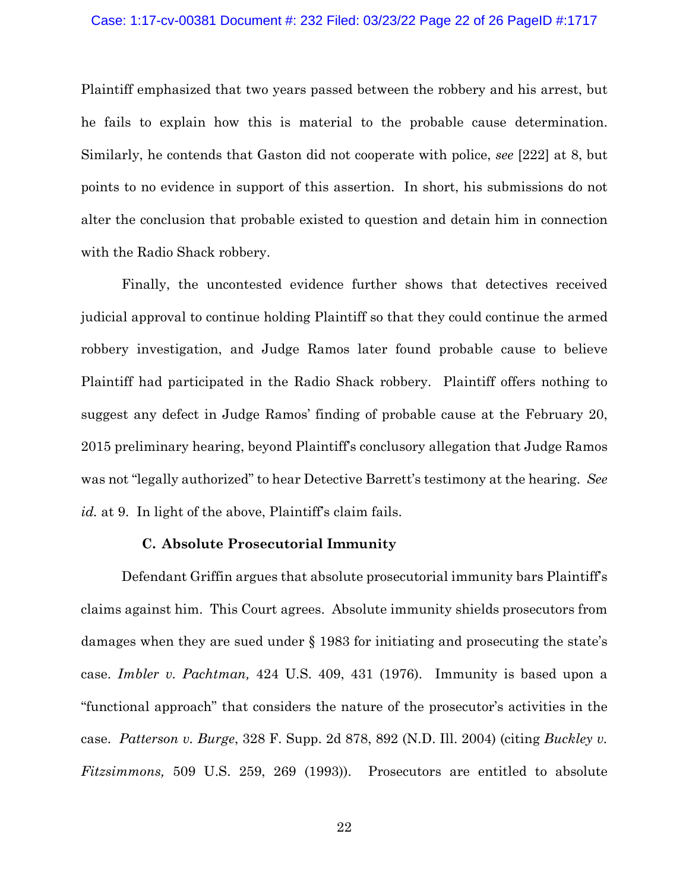Plaintiff emphasized that two years passed between the robbery and his arrest, but he fails to explain how this is material to the probable cause determination. Similarly, he contends that Gaston did not cooperate with police, *see* [222] at 8, but points to no evidence in support of this assertion. In short, his submissions do not alter the conclusion that probable existed to question and detain him in connection with the Radio Shack robbery.

Finally, the uncontested evidence further shows that detectives received judicial approval to continue holding Plaintiff so that they could continue the armed robbery investigation, and Judge Ramos later found probable cause to believe Plaintiff had participated in the Radio Shack robbery. Plaintiff offers nothing to suggest any defect in Judge Ramos' finding of probable cause at the February 20, 2015 preliminary hearing, beyond Plaintiff's conclusory allegation that Judge Ramos was not "legally authorized" to hear Detective Barrett's testimony at the hearing. *See id.* at 9. In light of the above, Plaintiff's claim fails.

### C. Absolute Prosecutorial Immunity

Defendant Griffin argues that absolute prosecutorial immunity bars Plaintiff's claims against him. This Court agrees. Absolute immunity shields prosecutors from damages when they are sued under § 1983 for initiating and prosecuting the state's case. *Imbler v. Pachtman,* 424 U.S. 409, 431 (1976). Immunity is based upon a "functional approach" that considers the nature of the prosecutor's activities in the case. *Patterson v. Burge*, 328 F. Supp. 2d 878, 892 (N.D. Ill. 2004) (citing *Buckley v. Fitzsimmons,* 509 U.S. 259, 269 (1993)). Prosecutors are entitled to absolute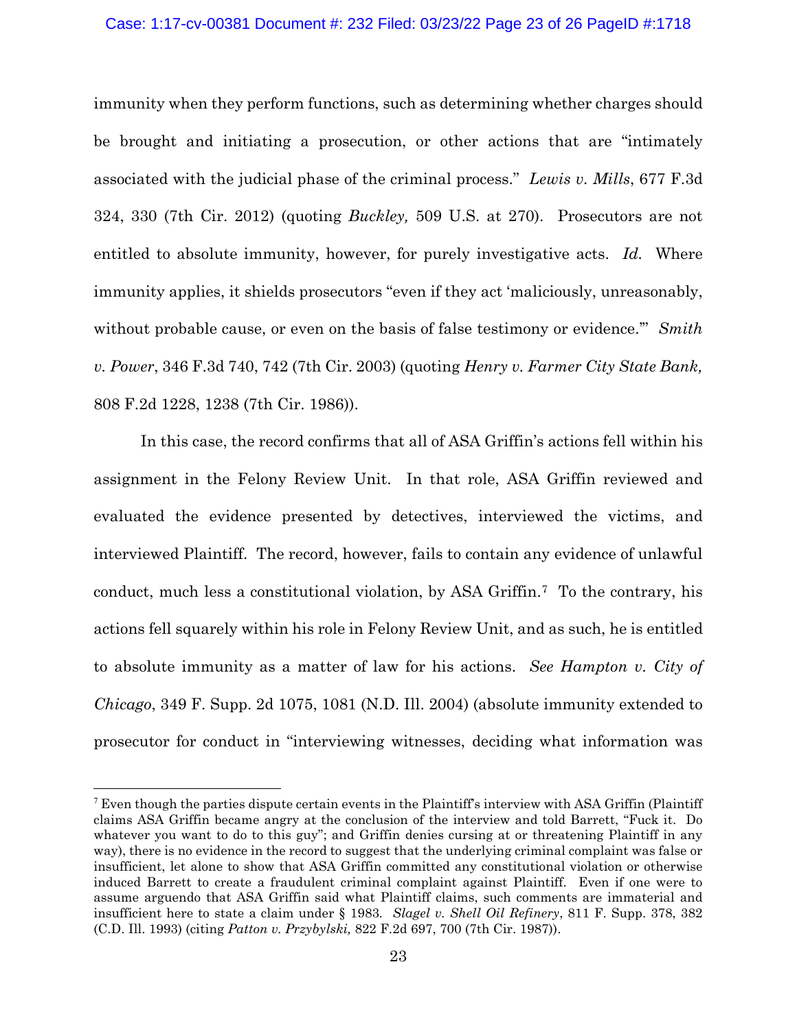immunity when they perform functions, such as determining whether charges should be brought and initiating a prosecution, or other actions that are "intimately associated with the judicial phase of the criminal process." *Lewis v. Mills*, 677 F.3d 324, 330 (7th Cir. 2012) (quoting *Buckley,* 509 U.S. at 270). Prosecutors are not entitled to absolute immunity, however, for purely investigative acts. *Id.* Where immunity applies, it shields prosecutors "even if they act 'maliciously, unreasonably, without probable cause, or even on the basis of false testimony or evidence.'" *Smith v. Power*, 346 F.3d 740, 742 (7th Cir. 2003) (quoting *Henry v. Farmer City State Bank,* 808 F.2d 1228, 1238 (7th Cir. 1986)).

In this case, the record confirms that all of ASA Griffin's actions fell within his assignment in the Felony Review Unit. In that role, ASA Griffin reviewed and evaluated the evidence presented by detectives, interviewed the victims, and interviewed Plaintiff. The record, however, fails to contain any evidence of unlawful conduct, much less a constitutional violation, by ASA Griffin.[7] To the contrary, his actions fell squarely within his role in Felony Review Unit, and as such, he is entitled to absolute immunity as a matter of law for his actions. *See Hampton v. City of Chicago*, 349 F. Supp. 2d 1075, 1081 (N.D. Ill. 2004) (absolute immunity extended to prosecutor for conduct in "interviewing witnesses, deciding what information was

---

[7] Even though the parties dispute certain events in the Plaintiff's interview with ASA Griffin (Plaintiff claims ASA Griffin became angry at the conclusion of the interview and told Barrett, "Fuck it. Do whatever you want to do to this guy"; and Griffin denies cursing at or threatening Plaintiff in any way), there is no evidence in the record to suggest that the underlying criminal complaint was false or insufficient, let alone to show that ASA Griffin committed any constitutional violation or otherwise induced Barrett to create a fraudulent criminal complaint against Plaintiff. Even if one were to assume arguendo that ASA Griffin said what Plaintiff claims, such comments are immaterial and insufficient here to state a claim under § 1983. *Slagel v. Shell Oil Refinery*, 811 F. Supp. 378, 382 (C.D. Ill. 1993) (citing *Patton v. Przybylski,* 822 F.2d 697, 700 (7th Cir. 1987)).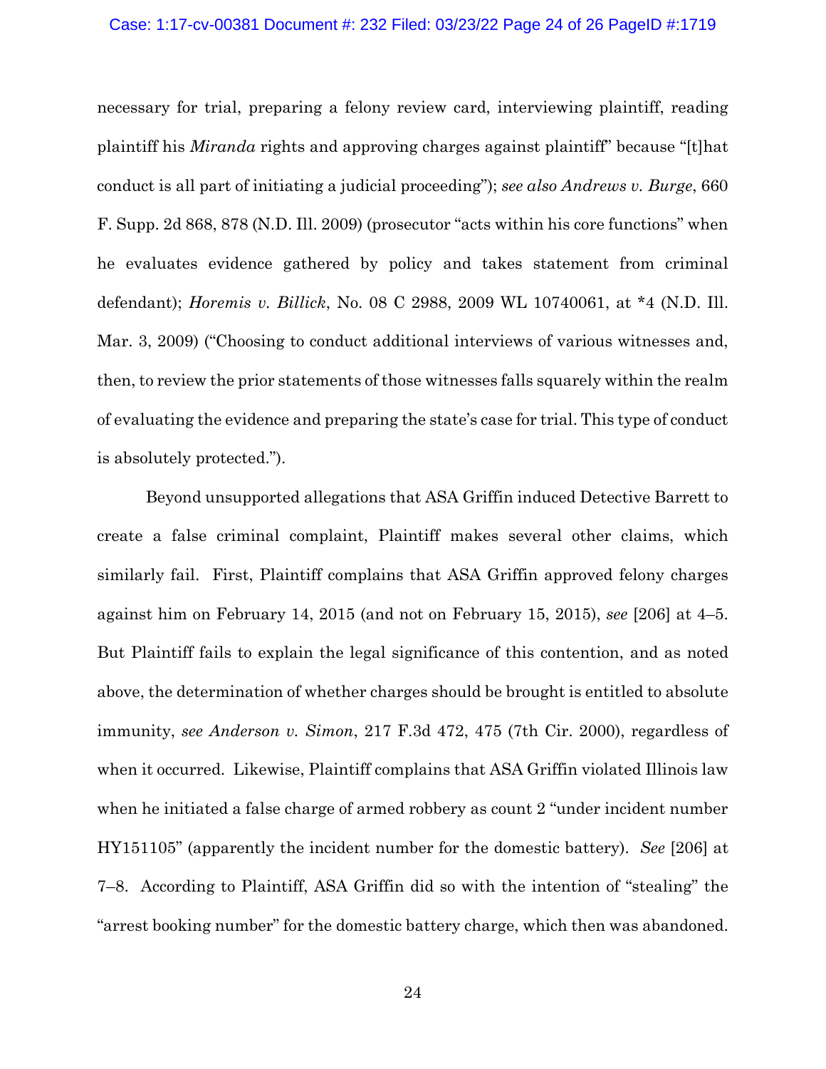necessary for trial, preparing a felony review card, interviewing plaintiff, reading plaintiff his *Miranda* rights and approving charges against plaintiff" because "[t]hat conduct is all part of initiating a judicial proceeding"); *see also Andrews v. Burge*, 660 F. Supp. 2d 868, 878 (N.D. Ill. 2009) (prosecutor "acts within his core functions" when he evaluates evidence gathered by policy and takes statement from criminal defendant); *Horemis v. Billick*, No. 08 C 2988, 2009 WL 10740061, at *4 (N.D. Ill. Mar. 3, 2009) ("Choosing to conduct additional interviews of various witnesses and, then, to review the prior statements of those witnesses falls squarely within the realm of evaluating the evidence and preparing the state's case for trial. This type of conduct is absolutely protected.").

Beyond unsupported allegations that ASA Griffin induced Detective Barrett to create a false criminal complaint, Plaintiff makes several other claims, which similarly fail. First, Plaintiff complains that ASA Griffin approved felony charges against him on February 14, 2015 (and not on February 15, 2015), *see* [206] at 4–5. But Plaintiff fails to explain the legal significance of this contention, and as noted above, the determination of whether charges should be brought is entitled to absolute immunity, *see Anderson v. Simon*, 217 F.3d 472, 475 (7th Cir. 2000), regardless of when it occurred. Likewise, Plaintiff complains that ASA Griffin violated Illinois law when he initiated a false charge of armed robbery as count 2 "under incident number HY151105" (apparently the incident number for the domestic battery). *See* [206] at 7–8. According to Plaintiff, ASA Griffin did so with the intention of "stealing" the "arrest booking number" for the domestic battery charge, which then was abandoned.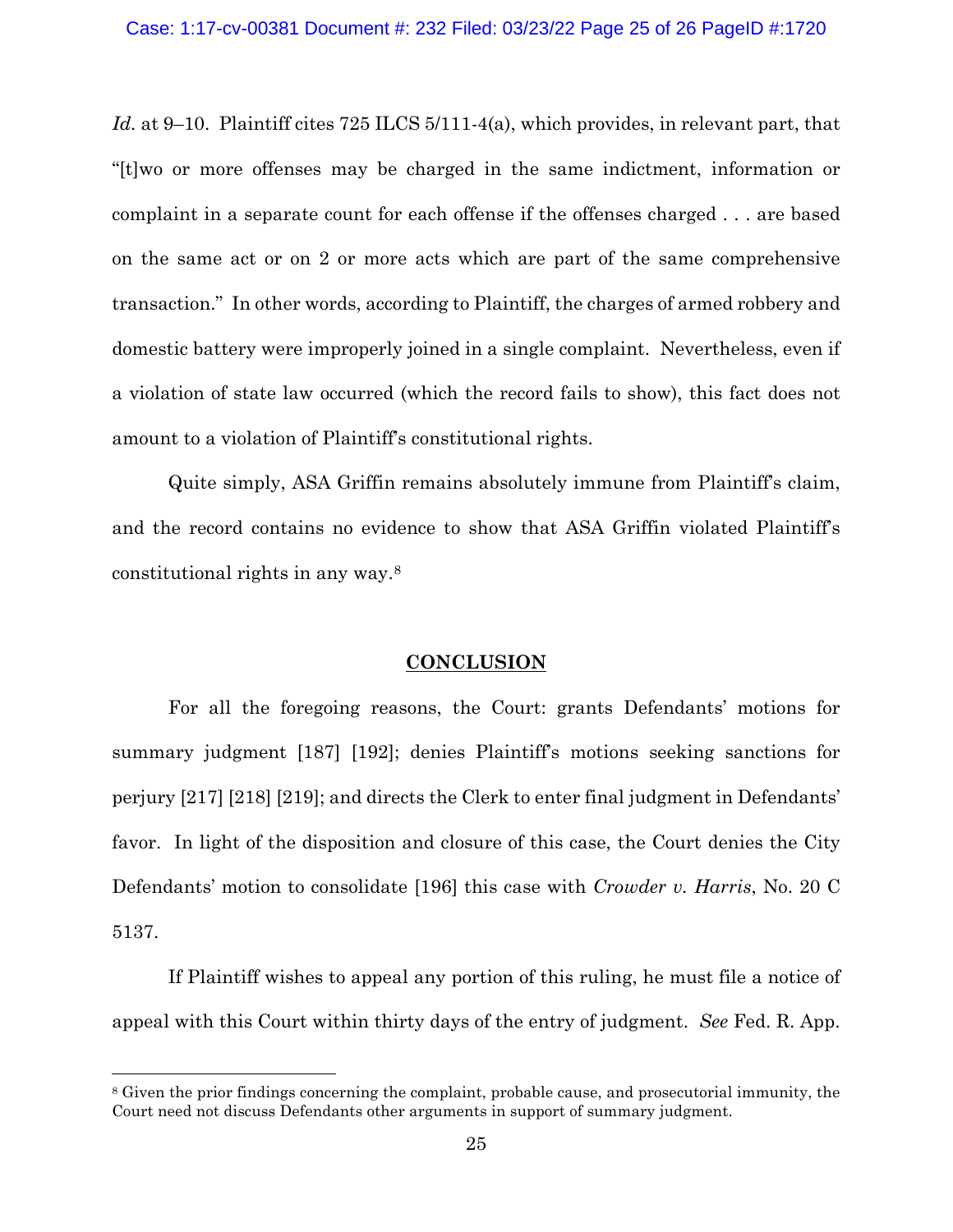*Id.* at 9–10. Plaintiff cites 725 ILCS 5/111-4(a), which provides, in relevant part, that "[t]wo or more offenses may be charged in the same indictment, information or complaint in a separate count for each offense if the offenses charged . . . are based on the same act or on 2 or more acts which are part of the same comprehensive transaction." In other words, according to Plaintiff, the charges of armed robbery and domestic battery were improperly joined in a single complaint. Nevertheless, even if a violation of state law occurred (which the record fails to show), this fact does not amount to a violation of Plaintiff's constitutional rights.

Quite simply, ASA Griffin remains absolutely immune from Plaintiff's claim, and the record contains no evidence to show that ASA Griffin violated Plaintiff's constitutional rights in any way.[8]

## **CONCLUSION**

For all the foregoing reasons, the Court: grants Defendants' motions for summary judgment [187] [192]; denies Plaintiff's motions seeking sanctions for perjury [217] [218] [219]; and directs the Clerk to enter final judgment in Defendants' favor. In light of the disposition and closure of this case, the Court denies the City Defendants' motion to consolidate [196] this case with *Crowder v. Harris*, No. 20 C 5137.

If Plaintiff wishes to appeal any portion of this ruling, he must file a notice of appeal with this Court within thirty days of the entry of judgment. *See* Fed. R. App.

---

[8] Given the prior findings concerning the complaint, probable cause, and prosecutorial immunity, the Court need not discuss Defendants other arguments in support of summary judgment.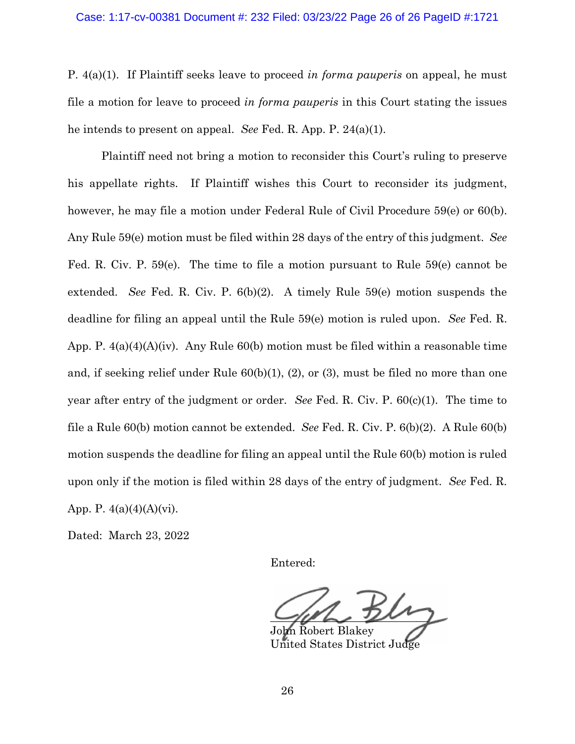P. 4(a)(1). If Plaintiff seeks leave to proceed *in forma pauperis* on appeal, he must file a motion for leave to proceed *in forma pauperis* in this Court stating the issues he intends to present on appeal. *See* Fed. R. App. P. 24(a)(1).

Plaintiff need not bring a motion to reconsider this Court's ruling to preserve his appellate rights. If Plaintiff wishes this Court to reconsider its judgment, however, he may file a motion under Federal Rule of Civil Procedure 59(e) or 60(b). Any Rule 59(e) motion must be filed within 28 days of the entry of this judgment. *See* Fed. R. Civ. P. 59(e). The time to file a motion pursuant to Rule 59(e) cannot be extended. *See* Fed. R. Civ. P. 6(b)(2). A timely Rule 59(e) motion suspends the deadline for filing an appeal until the Rule 59(e) motion is ruled upon. *See* Fed. R. App. P. 4(a)(4)(A)(iv). Any Rule 60(b) motion must be filed within a reasonable time and, if seeking relief under Rule 60(b)(1), (2), or (3), must be filed no more than one year after entry of the judgment or order. *See* Fed. R. Civ. P. 60(c)(1). The time to file a Rule 60(b) motion cannot be extended. *See* Fed. R. Civ. P. 6(b)(2). A Rule 60(b) motion suspends the deadline for filing an appeal until the Rule 60(b) motion is ruled upon only if the motion is filed within 28 days of the entry of judgment. *See* Fed. R. App. P. 4(a)(4)(A)(vi).

Dated: March 23, 2022

Entered:

John Robert Blakey
United States District Judge